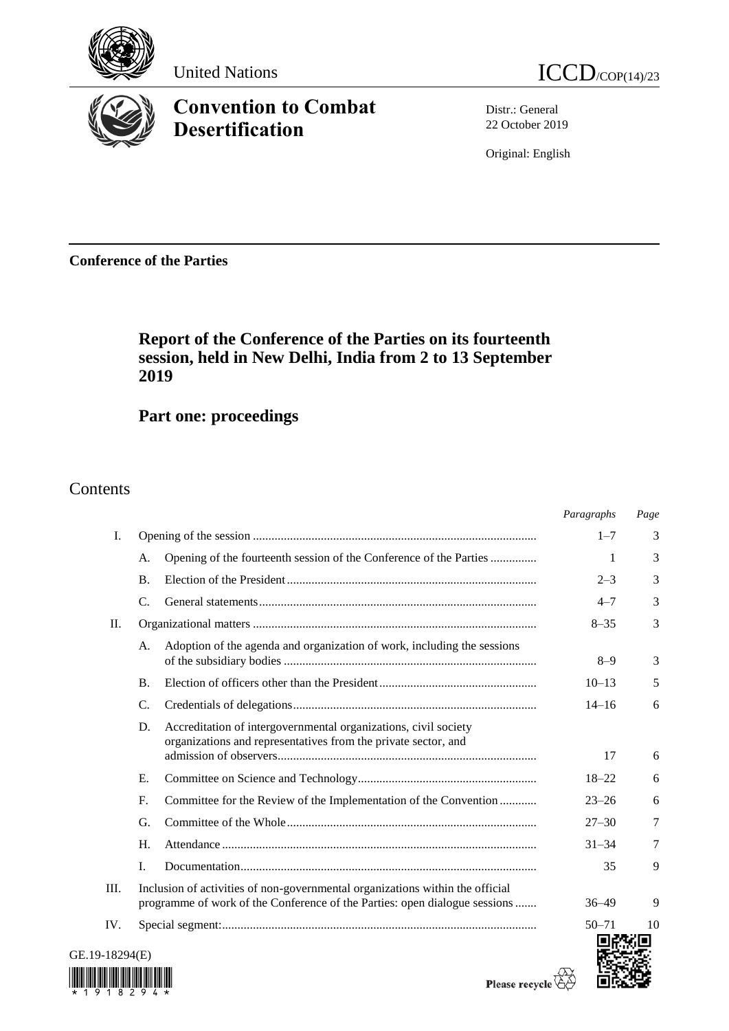United Nations

ICCD/COP(14)/23

# Convention to Combat Desertification

Distr.: General
22 October 2019

Original: English

**Conference of the Parties**

## Report of the Conference of the Parties on its fourteenth session, held in New Delhi, India from 2 to 13 September 2019

## Part one: proceedings

## Contents

| | | | *Paragraphs* | *Page* |
|---|---|---|---|---|
| I. | | Opening of the session | 1–7 | 3 |
| | A. | Opening of the fourteenth session of the Conference of the Parties | 1 | 3 |
| | B. | Election of the President | 2–3 | 3 |
| | C. | General statements | 4–7 | 3 |
| II. | | Organizational matters | 8–35 | 3 |
| | A. | Adoption of the agenda and organization of work, including the sessions of the subsidiary bodies | 8–9 | 3 |
| | B. | Election of officers other than the President | 10–13 | 5 |
| | C. | Credentials of delegations | 14–16 | 6 |
| | D. | Accreditation of intergovernmental organizations, civil society organizations and representatives from the private sector, and admission of observers | 17 | 6 |
| | E. | Committee on Science and Technology | 18–22 | 6 |
| | F. | Committee for the Review of the Implementation of the Convention | 23–26 | 6 |
| | G. | Committee of the Whole | 27–30 | 7 |
| | H. | Attendance | 31–34 | 7 |
| | I. | Documentation | 35 | 9 |
| III. | | Inclusion of activities of non-governmental organizations within the official programme of work of the Conference of the Parties: open dialogue sessions | 36–49 | 9 |
| IV. | | Special segment: | 50–71 | 10 |

GE.19-18294(E)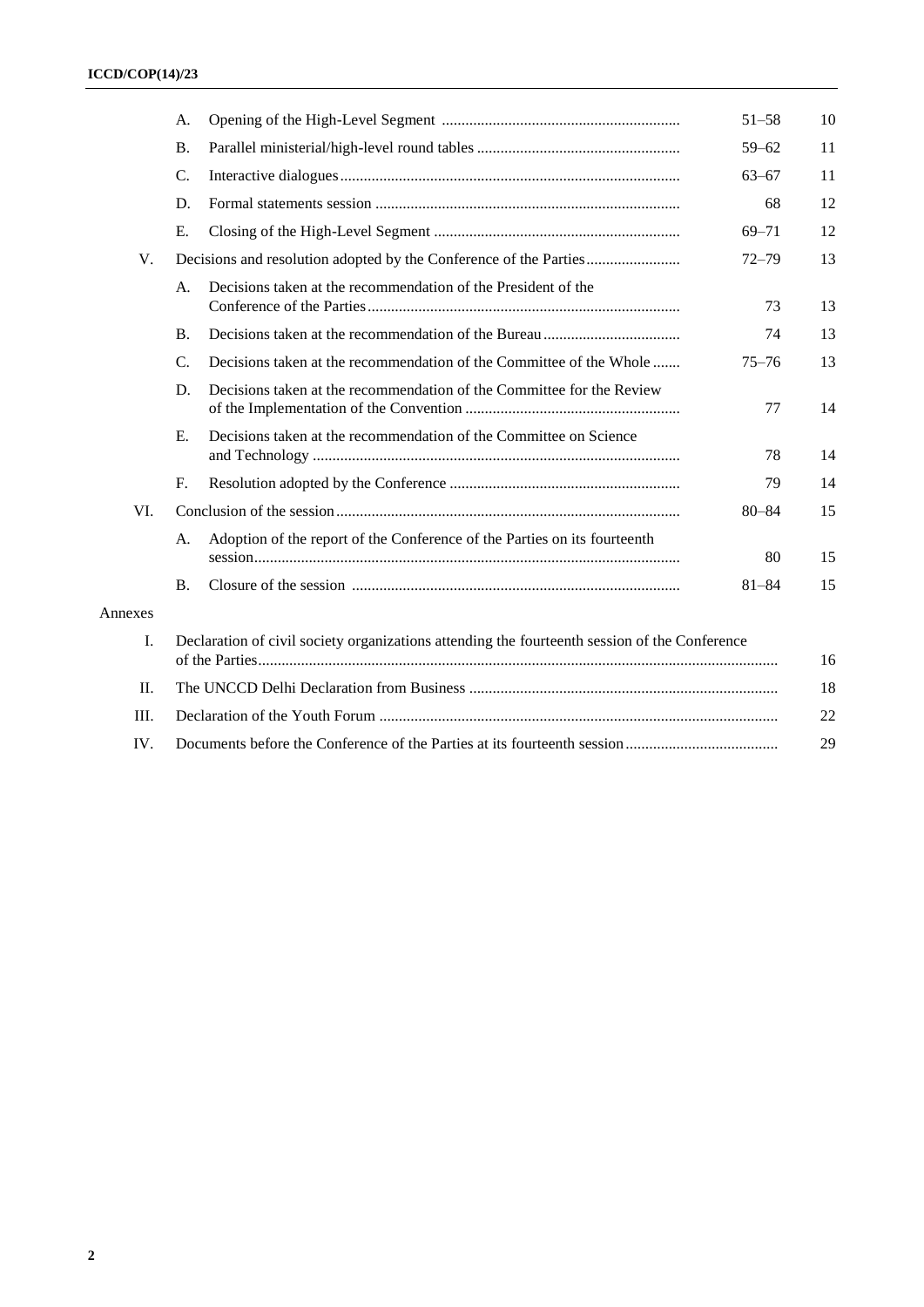| | | | Paragraphs | Page |
|---|---|---|---|---|
| | A. | Opening of the High-Level Segment | 51–58 | 10 |
| | B. | Parallel ministerial/high-level round tables | 59–62 | 11 |
| | C. | Interactive dialogues | 63–67 | 11 |
| | D. | Formal statements session | 68 | 12 |
| | E. | Closing of the High-Level Segment | 69–71 | 12 |
| V. | | Decisions and resolution adopted by the Conference of the Parties | 72–79 | 13 |
| | A. | Decisions taken at the recommendation of the President of the Conference of the Parties | 73 | 13 |
| | B. | Decisions taken at the recommendation of the Bureau | 74 | 13 |
| | C. | Decisions taken at the recommendation of the Committee of the Whole | 75–76 | 13 |
| | D. | Decisions taken at the recommendation of the Committee for the Review of the Implementation of the Convention | 77 | 14 |
| | E. | Decisions taken at the recommendation of the Committee on Science and Technology | 78 | 14 |
| | F. | Resolution adopted by the Conference | 79 | 14 |
| VI. | | Conclusion of the session | 80–84 | 15 |
| | A. | Adoption of the report of the Conference of the Parties on its fourteenth session | 80 | 15 |
| | B. | Closure of the session | 81–84 | 15 |
| Annexes | | | | |
| I. | | Declaration of civil society organizations attending the fourteenth session of the Conference of the Parties | | 16 |
| II. | | The UNCCD Delhi Declaration from Business | | 18 |
| III. | | Declaration of the Youth Forum | | 22 |
| IV. | | Documents before the Conference of the Parties at its fourteenth session | | 29 |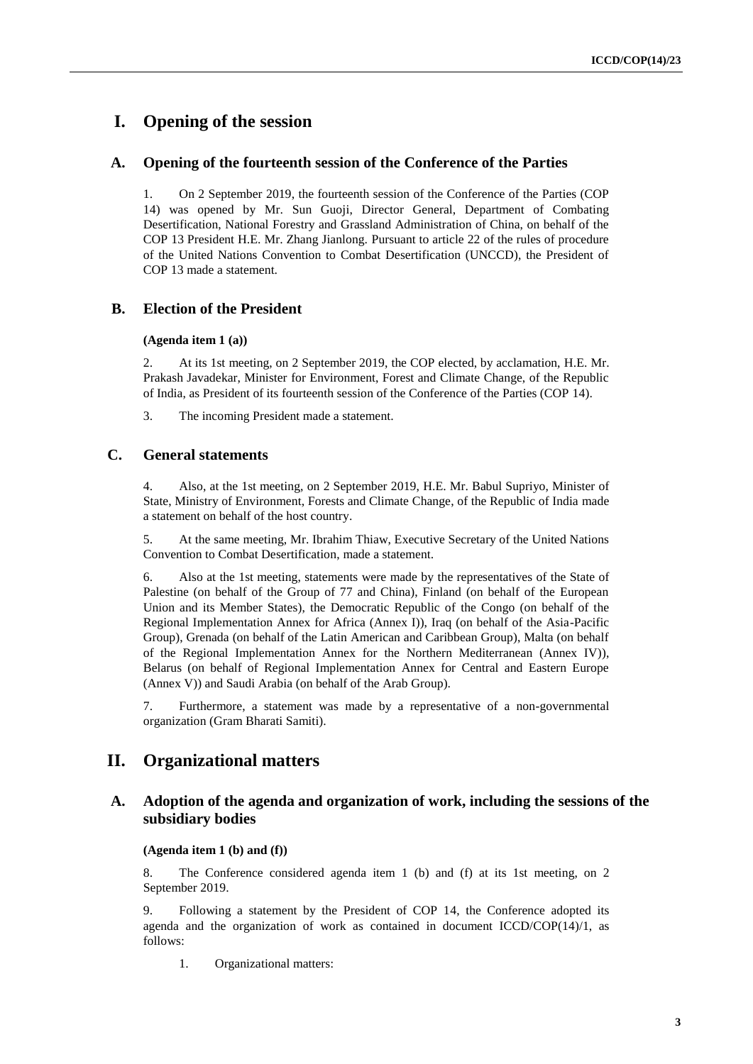# I. Opening of the session

## A. Opening of the fourteenth session of the Conference of the Parties

1. On 2 September 2019, the fourteenth session of the Conference of the Parties (COP 14) was opened by Mr. Sun Guoji, Director General, Department of Combating Desertification, National Forestry and Grassland Administration of China, on behalf of the COP 13 President H.E. Mr. Zhang Jianlong. Pursuant to article 22 of the rules of procedure of the United Nations Convention to Combat Desertification (UNCCD), the President of COP 13 made a statement.

## B. Election of the President

**(Agenda item 1 (a))**

2. At its 1st meeting, on 2 September 2019, the COP elected, by acclamation, H.E. Mr. Prakash Javadekar, Minister for Environment, Forest and Climate Change, of the Republic of India, as President of its fourteenth session of the Conference of the Parties (COP 14).

3. The incoming President made a statement.

## C. General statements

4. Also, at the 1st meeting, on 2 September 2019, H.E. Mr. Babul Supriyo, Minister of State, Ministry of Environment, Forests and Climate Change, of the Republic of India made a statement on behalf of the host country.

5. At the same meeting, Mr. Ibrahim Thiaw, Executive Secretary of the United Nations Convention to Combat Desertification, made a statement.

6. Also at the 1st meeting, statements were made by the representatives of the State of Palestine (on behalf of the Group of 77 and China), Finland (on behalf of the European Union and its Member States), the Democratic Republic of the Congo (on behalf of the Regional Implementation Annex for Africa (Annex I)), Iraq (on behalf of the Asia-Pacific Group), Grenada (on behalf of the Latin American and Caribbean Group), Malta (on behalf of the Regional Implementation Annex for the Northern Mediterranean (Annex IV)), Belarus (on behalf of Regional Implementation Annex for Central and Eastern Europe (Annex V)) and Saudi Arabia (on behalf of the Arab Group).

7. Furthermore, a statement was made by a representative of a non-governmental organization (Gram Bharati Samiti).

# II. Organizational matters

## A. Adoption of the agenda and organization of work, including the sessions of the subsidiary bodies

**(Agenda item 1 (b) and (f))**

8. The Conference considered agenda item 1 (b) and (f) at its 1st meeting, on 2 September 2019.

9. Following a statement by the President of COP 14, the Conference adopted its agenda and the organization of work as contained in document ICCD/COP(14)/1, as follows:

1. Organizational matters: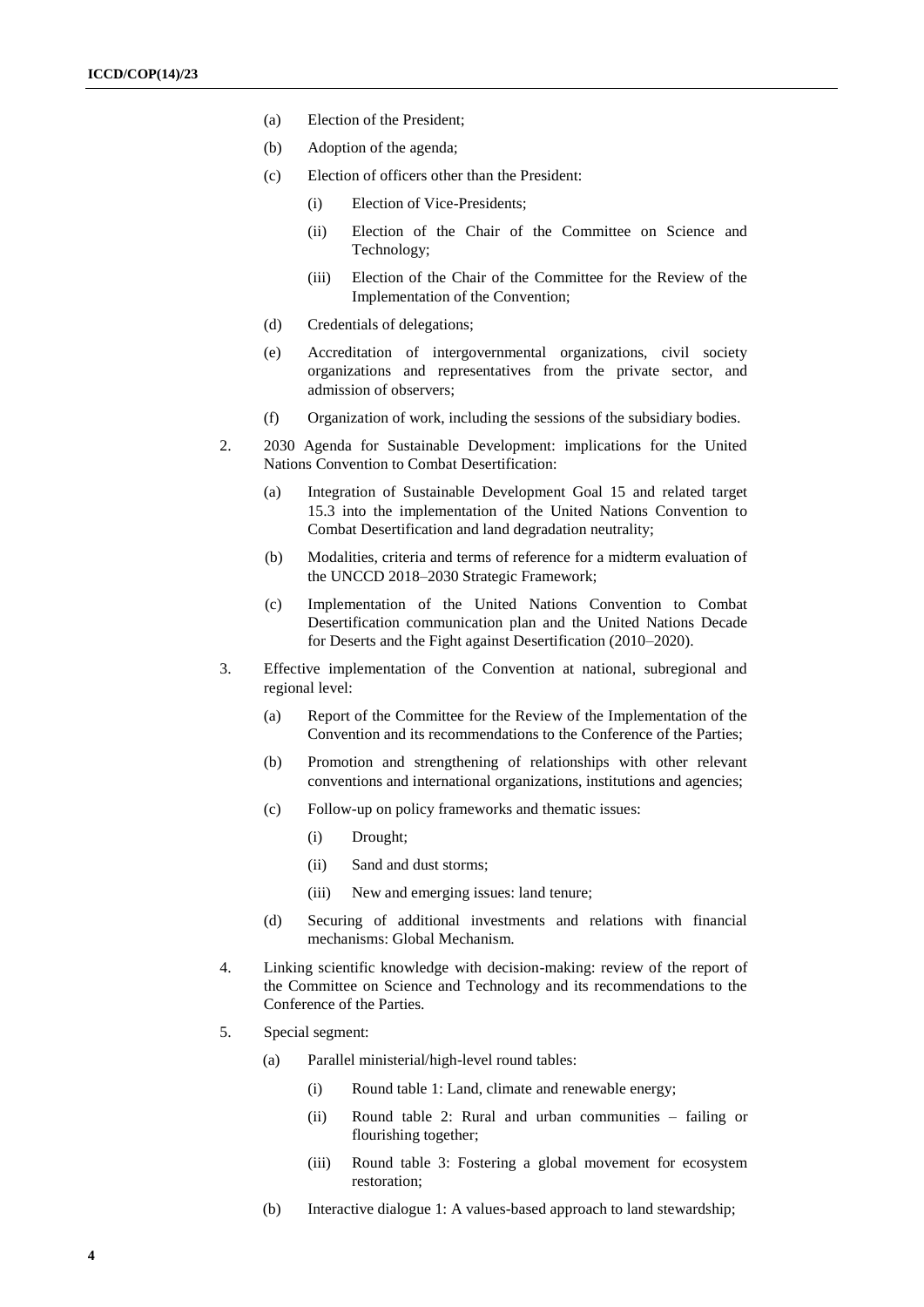(a) Election of the President;

(b) Adoption of the agenda;

(c) Election of officers other than the President:

  (i) Election of Vice-Presidents;

  (ii) Election of the Chair of the Committee on Science and Technology;

  (iii) Election of the Chair of the Committee for the Review of the Implementation of the Convention;

(d) Credentials of delegations;

(e) Accreditation of intergovernmental organizations, civil society organizations and representatives from the private sector, and admission of observers;

(f) Organization of work, including the sessions of the subsidiary bodies.

2. 2030 Agenda for Sustainable Development: implications for the United Nations Convention to Combat Desertification:

  (a) Integration of Sustainable Development Goal 15 and related target 15.3 into the implementation of the United Nations Convention to Combat Desertification and land degradation neutrality;

  (b) Modalities, criteria and terms of reference for a midterm evaluation of the UNCCD 2018–2030 Strategic Framework;

  (c) Implementation of the United Nations Convention to Combat Desertification communication plan and the United Nations Decade for Deserts and the Fight against Desertification (2010–2020).

3. Effective implementation of the Convention at national, subregional and regional level:

  (a) Report of the Committee for the Review of the Implementation of the Convention and its recommendations to the Conference of the Parties;

  (b) Promotion and strengthening of relationships with other relevant conventions and international organizations, institutions and agencies;

  (c) Follow-up on policy frameworks and thematic issues:

    (i) Drought;

    (ii) Sand and dust storms;

    (iii) New and emerging issues: land tenure;

  (d) Securing of additional investments and relations with financial mechanisms: Global Mechanism.

4. Linking scientific knowledge with decision-making: review of the report of the Committee on Science and Technology and its recommendations to the Conference of the Parties.

5. Special segment:

  (a) Parallel ministerial/high-level round tables:

    (i) Round table 1: Land, climate and renewable energy;

    (ii) Round table 2: Rural and urban communities – failing or flourishing together;

    (iii) Round table 3: Fostering a global movement for ecosystem restoration;

  (b) Interactive dialogue 1: A values-based approach to land stewardship;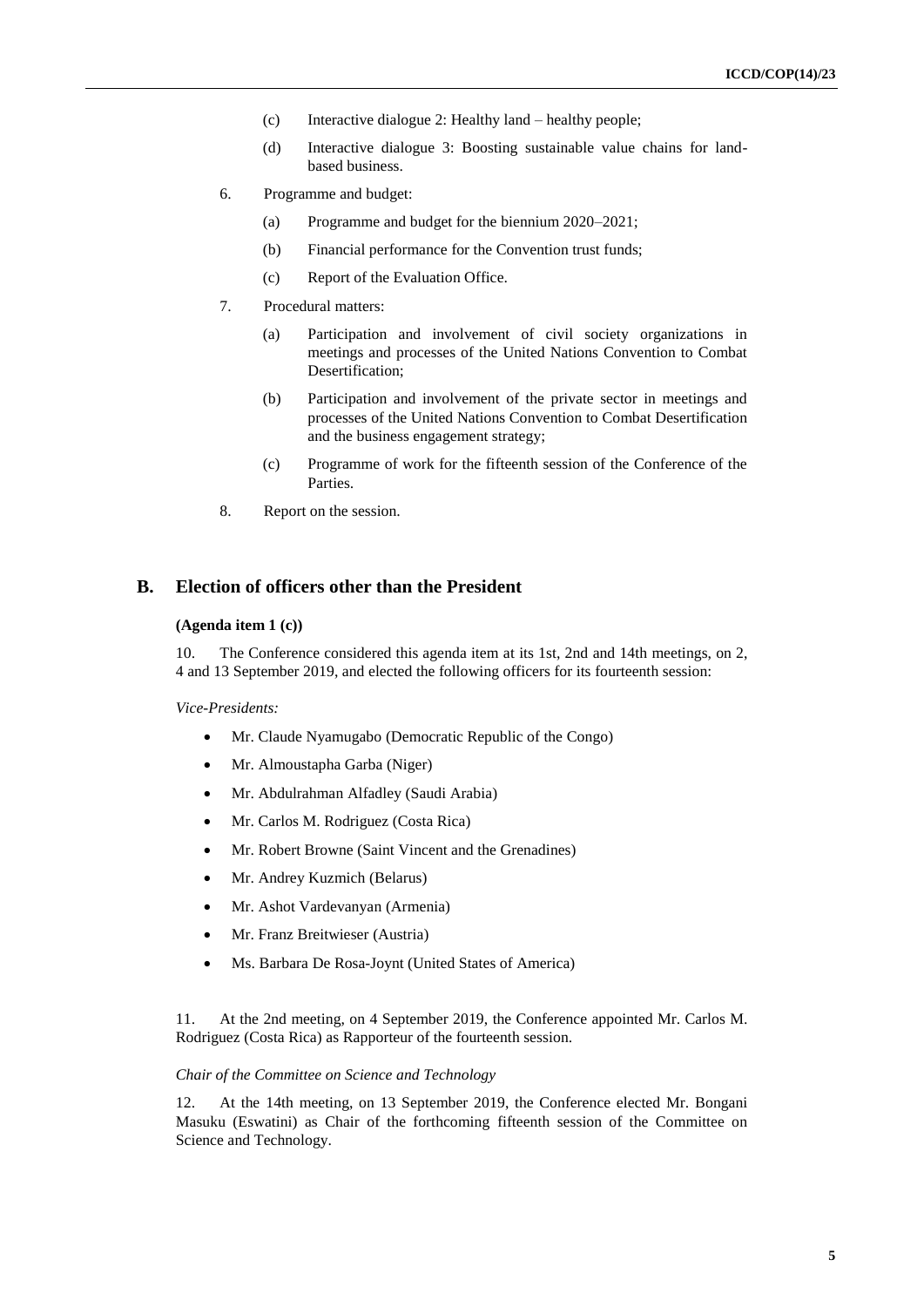(c) Interactive dialogue 2: Healthy land – healthy people;

(d) Interactive dialogue 3: Boosting sustainable value chains for land-based business.

6. Programme and budget:

(a) Programme and budget for the biennium 2020–2021;

(b) Financial performance for the Convention trust funds;

(c) Report of the Evaluation Office.

7. Procedural matters:

(a) Participation and involvement of civil society organizations in meetings and processes of the United Nations Convention to Combat Desertification;

(b) Participation and involvement of the private sector in meetings and processes of the United Nations Convention to Combat Desertification and the business engagement strategy;

(c) Programme of work for the fifteenth session of the Conference of the Parties.

8. Report on the session.

## B. Election of officers other than the President

### (Agenda item 1 (c))

10. The Conference considered this agenda item at its 1st, 2nd and 14th meetings, on 2, 4 and 13 September 2019, and elected the following officers for its fourteenth session:

*Vice-Presidents:*

- Mr. Claude Nyamugabo (Democratic Republic of the Congo)
- Mr. Almoustapha Garba (Niger)
- Mr. Abdulrahman Alfadley (Saudi Arabia)
- Mr. Carlos M. Rodriguez (Costa Rica)
- Mr. Robert Browne (Saint Vincent and the Grenadines)
- Mr. Andrey Kuzmich (Belarus)
- Mr. Ashot Vardevanyan (Armenia)
- Mr. Franz Breitwieser (Austria)
- Ms. Barbara De Rosa-Joynt (United States of America)

11. At the 2nd meeting, on 4 September 2019, the Conference appointed Mr. Carlos M. Rodriguez (Costa Rica) as Rapporteur of the fourteenth session.

*Chair of the Committee on Science and Technology*

12. At the 14th meeting, on 13 September 2019, the Conference elected Mr. Bongani Masuku (Eswatini) as Chair of the forthcoming fifteenth session of the Committee on Science and Technology.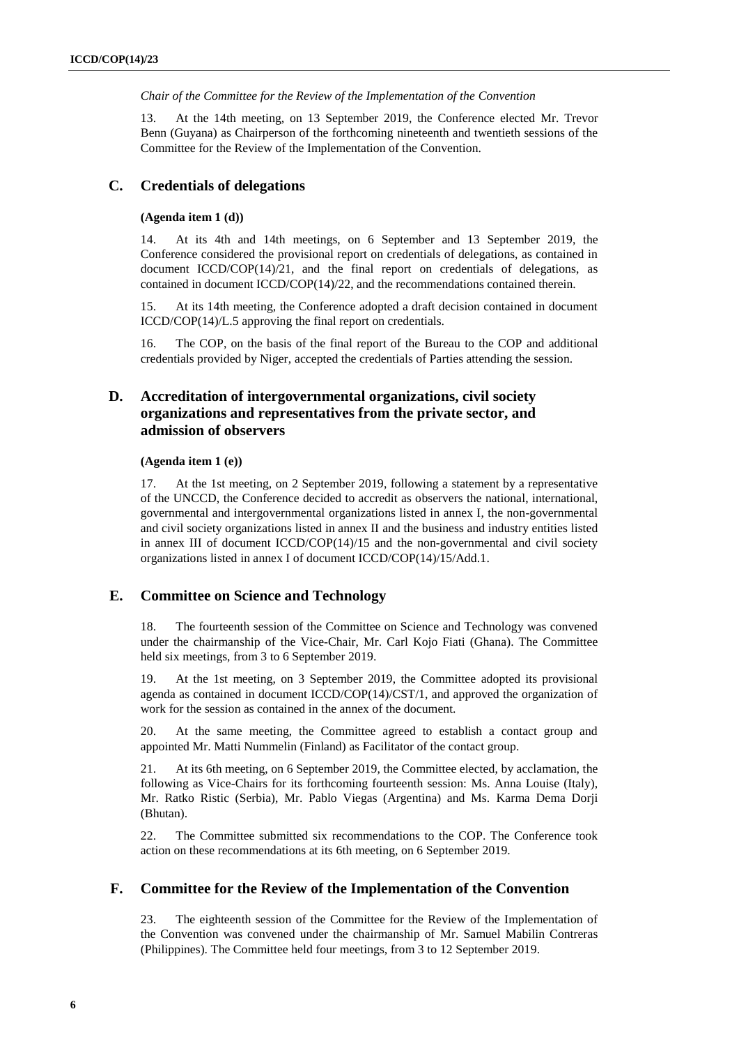*Chair of the Committee for the Review of the Implementation of the Convention*

13. At the 14th meeting, on 13 September 2019, the Conference elected Mr. Trevor Benn (Guyana) as Chairperson of the forthcoming nineteenth and twentieth sessions of the Committee for the Review of the Implementation of the Convention.

## C. Credentials of delegations

**(Agenda item 1 (d))**

14. At its 4th and 14th meetings, on 6 September and 13 September 2019, the Conference considered the provisional report on credentials of delegations, as contained in document ICCD/COP(14)/21, and the final report on credentials of delegations, as contained in document ICCD/COP(14)/22, and the recommendations contained therein.

15. At its 14th meeting, the Conference adopted a draft decision contained in document ICCD/COP(14)/L.5 approving the final report on credentials.

16. The COP, on the basis of the final report of the Bureau to the COP and additional credentials provided by Niger, accepted the credentials of Parties attending the session.

## D. Accreditation of intergovernmental organizations, civil society organizations and representatives from the private sector, and admission of observers

**(Agenda item 1 (e))**

17. At the 1st meeting, on 2 September 2019, following a statement by a representative of the UNCCD, the Conference decided to accredit as observers the national, international, governmental and intergovernmental organizations listed in annex I, the non-governmental and civil society organizations listed in annex II and the business and industry entities listed in annex III of document ICCD/COP(14)/15 and the non-governmental and civil society organizations listed in annex I of document ICCD/COP(14)/15/Add.1.

## E. Committee on Science and Technology

18. The fourteenth session of the Committee on Science and Technology was convened under the chairmanship of the Vice-Chair, Mr. Carl Kojo Fiati (Ghana). The Committee held six meetings, from 3 to 6 September 2019.

19. At the 1st meeting, on 3 September 2019, the Committee adopted its provisional agenda as contained in document ICCD/COP(14)/CST/1, and approved the organization of work for the session as contained in the annex of the document.

20. At the same meeting, the Committee agreed to establish a contact group and appointed Mr. Matti Nummelin (Finland) as Facilitator of the contact group.

21. At its 6th meeting, on 6 September 2019, the Committee elected, by acclamation, the following as Vice-Chairs for its forthcoming fourteenth session: Ms. Anna Louise (Italy), Mr. Ratko Ristic (Serbia), Mr. Pablo Viegas (Argentina) and Ms. Karma Dema Dorji (Bhutan).

22. The Committee submitted six recommendations to the COP. The Conference took action on these recommendations at its 6th meeting, on 6 September 2019.

## F. Committee for the Review of the Implementation of the Convention

23. The eighteenth session of the Committee for the Review of the Implementation of the Convention was convened under the chairmanship of Mr. Samuel Mabilin Contreras (Philippines). The Committee held four meetings, from 3 to 12 September 2019.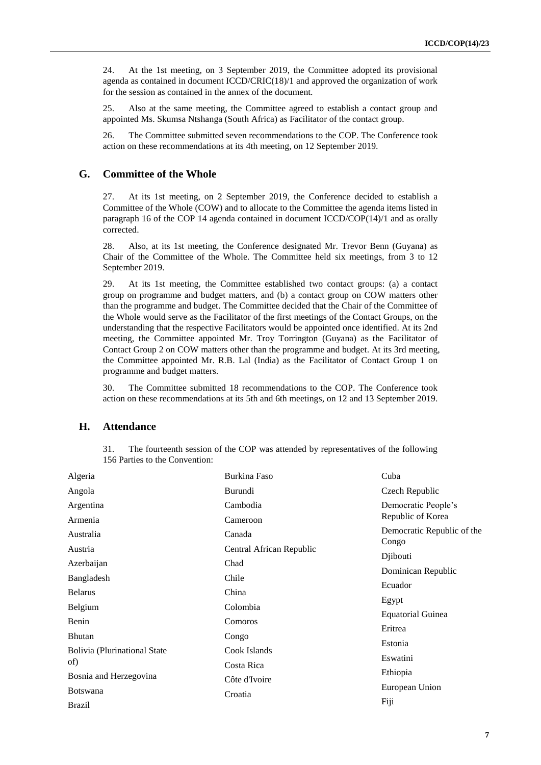24. At the 1st meeting, on 3 September 2019, the Committee adopted its provisional agenda as contained in document ICCD/CRIC(18)/1 and approved the organization of work for the session as contained in the annex of the document.

25. Also at the same meeting, the Committee agreed to establish a contact group and appointed Ms. Skumsa Ntshanga (South Africa) as Facilitator of the contact group.

26. The Committee submitted seven recommendations to the COP. The Conference took action on these recommendations at its 4th meeting, on 12 September 2019.

## G. Committee of the Whole

27. At its 1st meeting, on 2 September 2019, the Conference decided to establish a Committee of the Whole (COW) and to allocate to the Committee the agenda items listed in paragraph 16 of the COP 14 agenda contained in document ICCD/COP(14)/1 and as orally corrected.

28. Also, at its 1st meeting, the Conference designated Mr. Trevor Benn (Guyana) as Chair of the Committee of the Whole. The Committee held six meetings, from 3 to 12 September 2019.

29. At its 1st meeting, the Committee established two contact groups: (a) a contact group on programme and budget matters, and (b) a contact group on COW matters other than the programme and budget. The Committee decided that the Chair of the Committee of the Whole would serve as the Facilitator of the first meetings of the Contact Groups, on the understanding that the respective Facilitators would be appointed once identified. At its 2nd meeting, the Committee appointed Mr. Troy Torrington (Guyana) as the Facilitator of Contact Group 2 on COW matters other than the programme and budget. At its 3rd meeting, the Committee appointed Mr. R.B. Lal (India) as the Facilitator of Contact Group 1 on programme and budget matters.

30. The Committee submitted 18 recommendations to the COP. The Conference took action on these recommendations at its 5th and 6th meetings, on 12 and 13 September 2019.

## H. Attendance

31. The fourteenth session of the COP was attended by representatives of the following 156 Parties to the Convention:

Algeria
Angola
Argentina
Armenia
Australia
Austria
Azerbaijan
Bangladesh
Belarus
Belgium
Benin
Bhutan
Bolivia (Plurinational State of)
Bosnia and Herzegovina
Botswana
Brazil
Burkina Faso
Burundi
Cambodia
Cameroon
Canada
Central African Republic
Chad
Chile
China
Colombia
Comoros
Congo
Cook Islands
Costa Rica
Côte d'Ivoire
Croatia
Cuba
Czech Republic
Democratic People's Republic of Korea
Democratic Republic of the Congo
Djibouti
Dominican Republic
Ecuador
Egypt
Equatorial Guinea
Eritrea
Estonia
Eswatini
Ethiopia
European Union
Fiji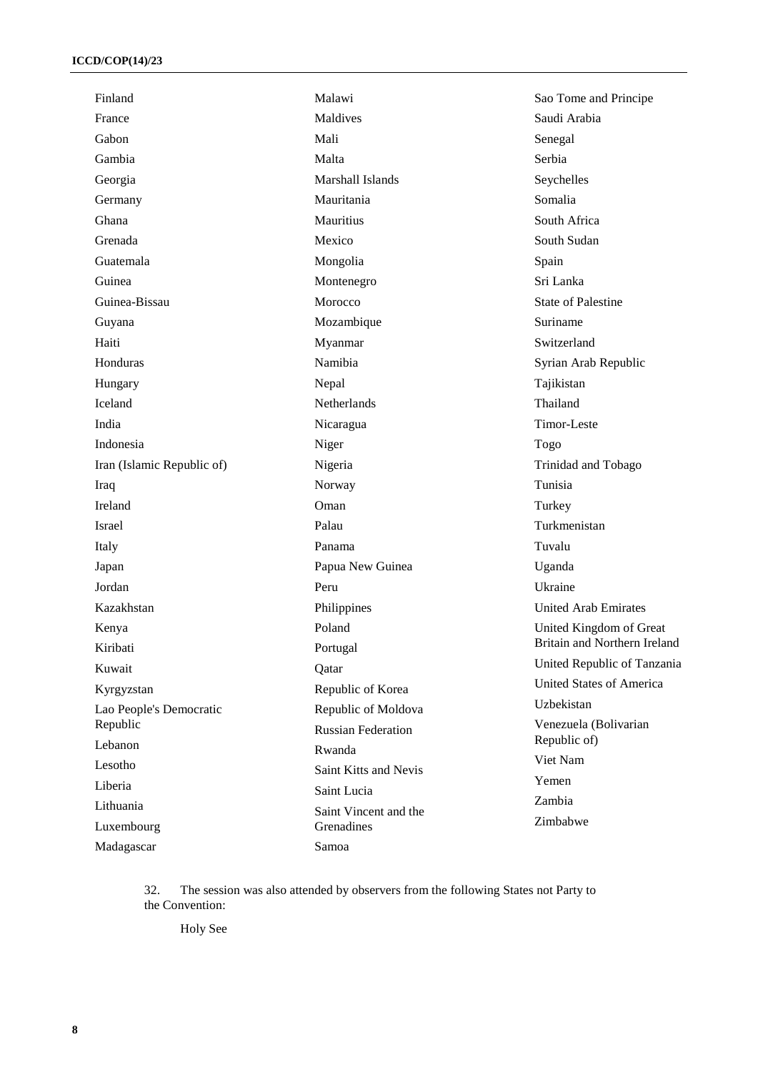Finland
France
Gabon
Gambia
Georgia
Germany
Ghana
Grenada
Guatemala
Guinea
Guinea-Bissau
Guyana
Haiti
Honduras
Hungary
Iceland
India
Indonesia
Iran (Islamic Republic of)
Iraq
Ireland
Israel
Italy
Japan
Jordan
Kazakhstan
Kenya
Kiribati
Kuwait
Kyrgyzstan
Lao People's Democratic Republic
Lebanon
Lesotho
Liberia
Lithuania
Luxembourg
Madagascar
Malawi
Maldives
Mali
Malta
Marshall Islands
Mauritania
Mauritius
Mexico
Mongolia
Montenegro
Morocco
Mozambique
Myanmar
Namibia
Nepal
Netherlands
Nicaragua
Niger
Nigeria
Norway
Oman
Palau
Panama
Papua New Guinea
Peru
Philippines
Poland
Portugal
Qatar
Republic of Korea
Republic of Moldova
Russian Federation
Rwanda
Saint Kitts and Nevis
Saint Lucia
Saint Vincent and the Grenadines
Samoa
Sao Tome and Principe
Saudi Arabia
Senegal
Serbia
Seychelles
Somalia
South Africa
South Sudan
Spain
Sri Lanka
State of Palestine
Suriname
Switzerland
Syrian Arab Republic
Tajikistan
Thailand
Timor-Leste
Togo
Trinidad and Tobago
Tunisia
Turkey
Turkmenistan
Tuvalu
Uganda
Ukraine
United Arab Emirates
United Kingdom of Great Britain and Northern Ireland
United Republic of Tanzania
United States of America
Uzbekistan
Venezuela (Bolivarian Republic of)
Viet Nam
Yemen
Zambia
Zimbabwe

32. The session was also attended by observers from the following States not Party to the Convention:

Holy See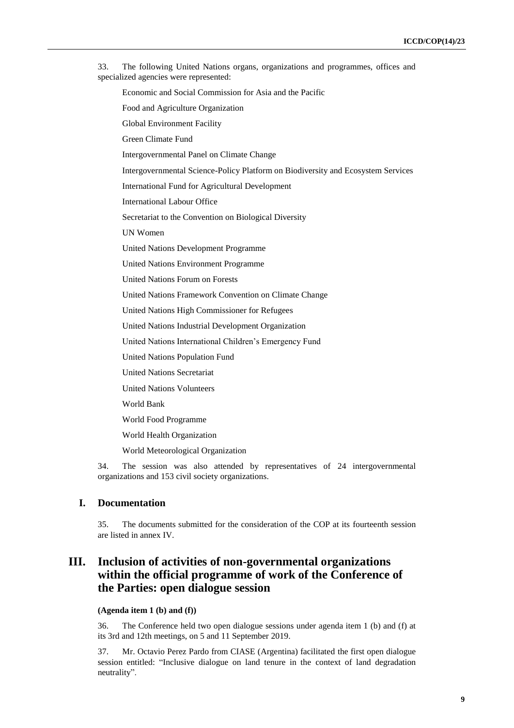33. The following United Nations organs, organizations and programmes, offices and specialized agencies were represented:

Economic and Social Commission for Asia and the Pacific

Food and Agriculture Organization

Global Environment Facility

Green Climate Fund

Intergovernmental Panel on Climate Change

Intergovernmental Science-Policy Platform on Biodiversity and Ecosystem Services

International Fund for Agricultural Development

International Labour Office

Secretariat to the Convention on Biological Diversity

UN Women

United Nations Development Programme

United Nations Environment Programme

United Nations Forum on Forests

United Nations Framework Convention on Climate Change

United Nations High Commissioner for Refugees

United Nations Industrial Development Organization

United Nations International Children's Emergency Fund

United Nations Population Fund

United Nations Secretariat

United Nations Volunteers

World Bank

World Food Programme

World Health Organization

World Meteorological Organization

34. The session was also attended by representatives of 24 intergovernmental organizations and 153 civil society organizations.

### I. Documentation

35. The documents submitted for the consideration of the COP at its fourteenth session are listed in annex IV.

## III. Inclusion of activities of non-governmental organizations within the official programme of work of the Conference of the Parties: open dialogue session

**(Agenda item 1 (b) and (f))**

36. The Conference held two open dialogue sessions under agenda item 1 (b) and (f) at its 3rd and 12th meetings, on 5 and 11 September 2019.

37. Mr. Octavio Perez Pardo from CIASE (Argentina) facilitated the first open dialogue session entitled: "Inclusive dialogue on land tenure in the context of land degradation neutrality".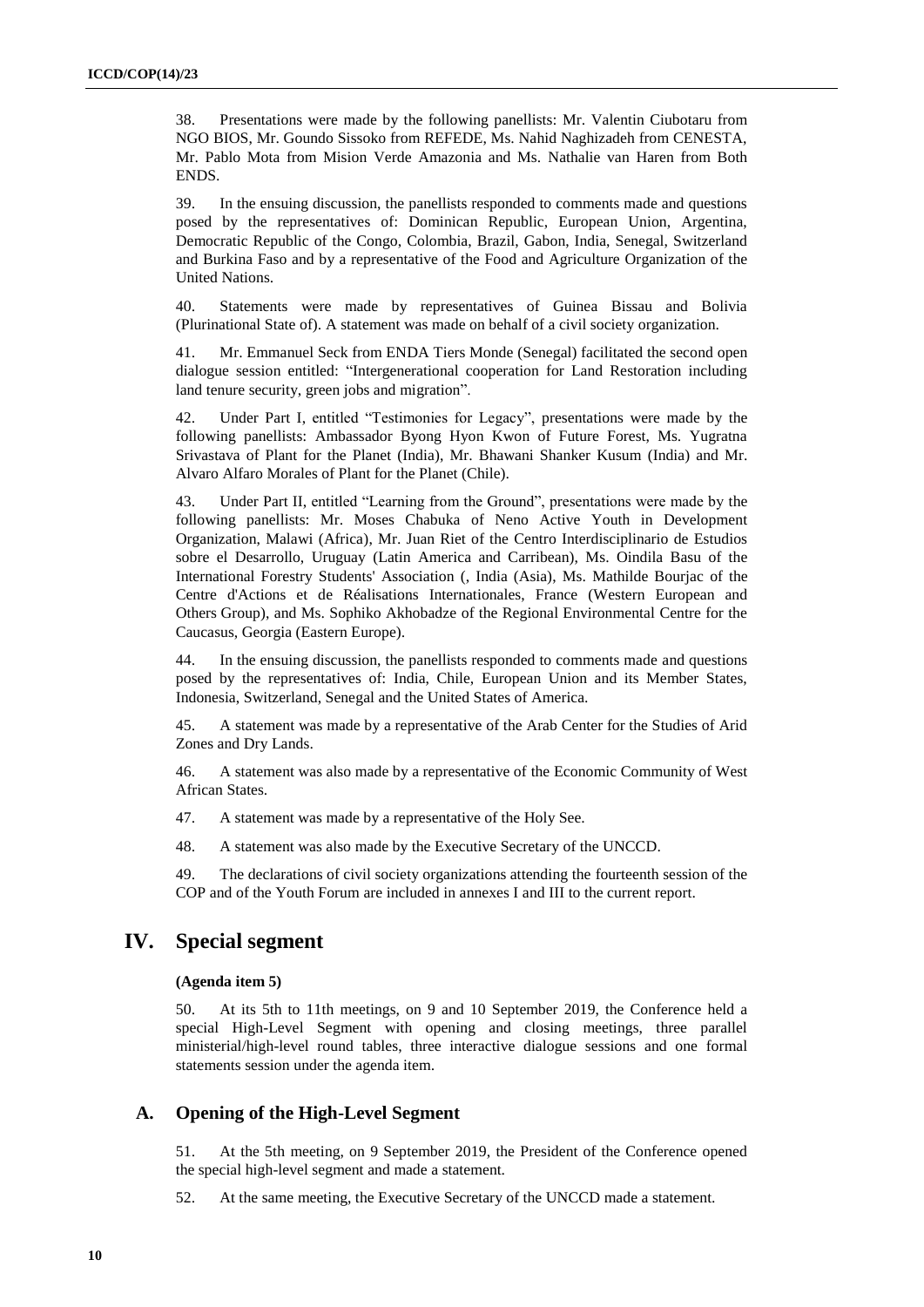38. Presentations were made by the following panellists: Mr. Valentin Ciubotaru from NGO BIOS, Mr. Goundo Sissoko from REFEDE, Ms. Nahid Naghizadeh from CENESTA, Mr. Pablo Mota from Mision Verde Amazonia and Ms. Nathalie van Haren from Both ENDS.

39. In the ensuing discussion, the panellists responded to comments made and questions posed by the representatives of: Dominican Republic, European Union, Argentina, Democratic Republic of the Congo, Colombia, Brazil, Gabon, India, Senegal, Switzerland and Burkina Faso and by a representative of the Food and Agriculture Organization of the United Nations.

40. Statements were made by representatives of Guinea Bissau and Bolivia (Plurinational State of). A statement was made on behalf of a civil society organization.

41. Mr. Emmanuel Seck from ENDA Tiers Monde (Senegal) facilitated the second open dialogue session entitled: "Intergenerational cooperation for Land Restoration including land tenure security, green jobs and migration".

42. Under Part I, entitled "Testimonies for Legacy", presentations were made by the following panellists: Ambassador Byong Hyon Kwon of Future Forest, Ms. Yugratna Srivastava of Plant for the Planet (India), Mr. Bhawani Shanker Kusum (India) and Mr. Alvaro Alfaro Morales of Plant for the Planet (Chile).

43. Under Part II, entitled "Learning from the Ground", presentations were made by the following panellists: Mr. Moses Chabuka of Neno Active Youth in Development Organization, Malawi (Africa), Mr. Juan Riet of the Centro Interdisciplinario de Estudios sobre el Desarrollo, Uruguay (Latin America and Carribean), Ms. Oindila Basu of the International Forestry Students' Association (, India (Asia), Ms. Mathilde Bourjac of the Centre d'Actions et de Réalisations Internationales, France (Western European and Others Group), and Ms. Sophiko Akhobadze of the Regional Environmental Centre for the Caucasus, Georgia (Eastern Europe).

44. In the ensuing discussion, the panellists responded to comments made and questions posed by the representatives of: India, Chile, European Union and its Member States, Indonesia, Switzerland, Senegal and the United States of America.

45. A statement was made by a representative of the Arab Center for the Studies of Arid Zones and Dry Lands.

46. A statement was also made by a representative of the Economic Community of West African States.

47. A statement was made by a representative of the Holy See.

48. A statement was also made by the Executive Secretary of the UNCCD.

49. The declarations of civil society organizations attending the fourteenth session of the COP and of the Youth Forum are included in annexes I and III to the current report.

# IV. Special segment

**(Agenda item 5)**

50. At its 5th to 11th meetings, on 9 and 10 September 2019, the Conference held a special High-Level Segment with opening and closing meetings, three parallel ministerial/high-level round tables, three interactive dialogue sessions and one formal statements session under the agenda item.

## A. Opening of the High-Level Segment

51. At the 5th meeting, on 9 September 2019, the President of the Conference opened the special high-level segment and made a statement.

52. At the same meeting, the Executive Secretary of the UNCCD made a statement.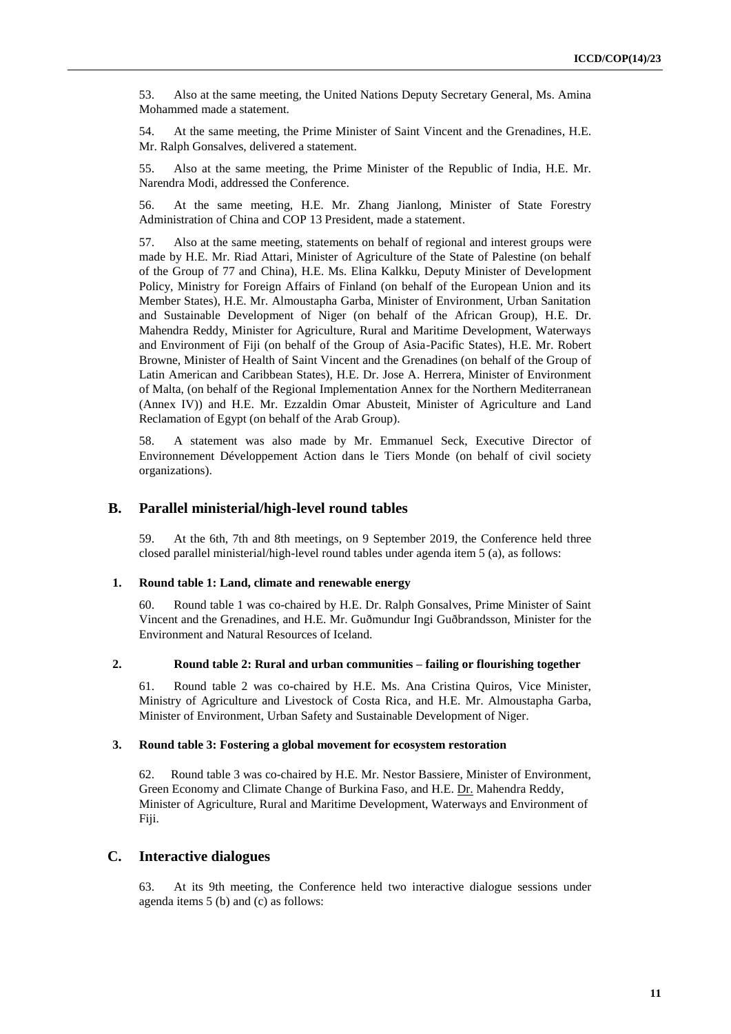53. Also at the same meeting, the United Nations Deputy Secretary General, Ms. Amina Mohammed made a statement.

54. At the same meeting, the Prime Minister of Saint Vincent and the Grenadines, H.E. Mr. Ralph Gonsalves, delivered a statement.

55. Also at the same meeting, the Prime Minister of the Republic of India, H.E. Mr. Narendra Modi, addressed the Conference.

56. At the same meeting, H.E. Mr. Zhang Jianlong, Minister of State Forestry Administration of China and COP 13 President, made a statement.

57. Also at the same meeting, statements on behalf of regional and interest groups were made by H.E. Mr. Riad Attari, Minister of Agriculture of the State of Palestine (on behalf of the Group of 77 and China), H.E. Ms. Elina Kalkku, Deputy Minister of Development Policy, Ministry for Foreign Affairs of Finland (on behalf of the European Union and its Member States), H.E. Mr. Almoustapha Garba, Minister of Environment, Urban Sanitation and Sustainable Development of Niger (on behalf of the African Group), H.E. Dr. Mahendra Reddy, Minister for Agriculture, Rural and Maritime Development, Waterways and Environment of Fiji (on behalf of the Group of Asia-Pacific States), H.E. Mr. Robert Browne, Minister of Health of Saint Vincent and the Grenadines (on behalf of the Group of Latin American and Caribbean States), H.E. Dr. Jose A. Herrera, Minister of Environment of Malta, (on behalf of the Regional Implementation Annex for the Northern Mediterranean (Annex IV)) and H.E. Mr. Ezzaldin Omar Abusteit, Minister of Agriculture and Land Reclamation of Egypt (on behalf of the Arab Group).

58. A statement was also made by Mr. Emmanuel Seck, Executive Director of Environnement Développement Action dans le Tiers Monde (on behalf of civil society organizations).

## B. Parallel ministerial/high-level round tables

59. At the 6th, 7th and 8th meetings, on 9 September 2019, the Conference held three closed parallel ministerial/high-level round tables under agenda item 5 (a), as follows:

### 1. Round table 1: Land, climate and renewable energy

60. Round table 1 was co-chaired by H.E. Dr. Ralph Gonsalves, Prime Minister of Saint Vincent and the Grenadines, and H.E. Mr. Guðmundur Ingi Guðbrandsson, Minister for the Environment and Natural Resources of Iceland.

### 2. Round table 2: Rural and urban communities – failing or flourishing together

61. Round table 2 was co-chaired by H.E. Ms. Ana Cristina Quiros, Vice Minister, Ministry of Agriculture and Livestock of Costa Rica, and H.E. Mr. Almoustapha Garba, Minister of Environment, Urban Safety and Sustainable Development of Niger.

### 3. Round table 3: Fostering a global movement for ecosystem restoration

62. Round table 3 was co-chaired by H.E. Mr. Nestor Bassiere, Minister of Environment, Green Economy and Climate Change of Burkina Faso, and H.E. Dr. Mahendra Reddy, Minister of Agriculture, Rural and Maritime Development, Waterways and Environment of Fiji.

## C. Interactive dialogues

63. At its 9th meeting, the Conference held two interactive dialogue sessions under agenda items 5 (b) and (c) as follows: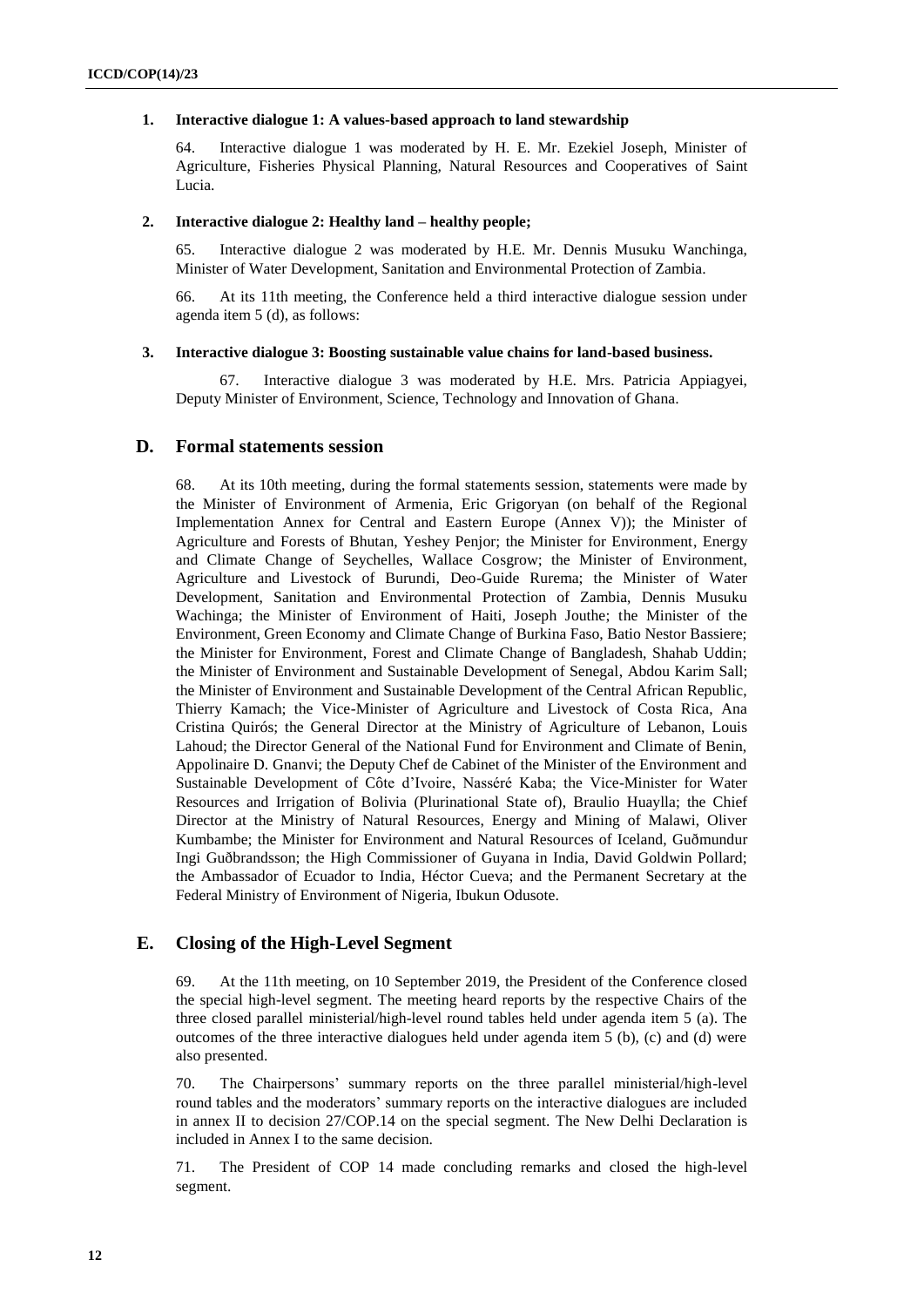### 1. Interactive dialogue 1: A values-based approach to land stewardship

64. Interactive dialogue 1 was moderated by H. E. Mr. Ezekiel Joseph, Minister of Agriculture, Fisheries Physical Planning, Natural Resources and Cooperatives of Saint Lucia.

### 2. Interactive dialogue 2: Healthy land – healthy people;

65. Interactive dialogue 2 was moderated by H.E. Mr. Dennis Musuku Wanchinga, Minister of Water Development, Sanitation and Environmental Protection of Zambia.

66. At its 11th meeting, the Conference held a third interactive dialogue session under agenda item 5 (d), as follows:

### 3. Interactive dialogue 3: Boosting sustainable value chains for land-based business.

67. Interactive dialogue 3 was moderated by H.E. Mrs. Patricia Appiagyei, Deputy Minister of Environment, Science, Technology and Innovation of Ghana.

## D. Formal statements session

68. At its 10th meeting, during the formal statements session, statements were made by the Minister of Environment of Armenia, Eric Grigoryan (on behalf of the Regional Implementation Annex for Central and Eastern Europe (Annex V)); the Minister of Agriculture and Forests of Bhutan, Yeshey Penjor; the Minister for Environment, Energy and Climate Change of Seychelles, Wallace Cosgrow; the Minister of Environment, Agriculture and Livestock of Burundi, Deo-Guide Rurema; the Minister of Water Development, Sanitation and Environmental Protection of Zambia, Dennis Musuku Wachinga; the Minister of Environment of Haiti, Joseph Jouthe; the Minister of the Environment, Green Economy and Climate Change of Burkina Faso, Batio Nestor Bassiere; the Minister for Environment, Forest and Climate Change of Bangladesh, Shahab Uddin; the Minister of Environment and Sustainable Development of Senegal, Abdou Karim Sall; the Minister of Environment and Sustainable Development of the Central African Republic, Thierry Kamach; the Vice-Minister of Agriculture and Livestock of Costa Rica, Ana Cristina Quirós; the General Director at the Ministry of Agriculture of Lebanon, Louis Lahoud; the Director General of the National Fund for Environment and Climate of Benin, Appolinaire D. Gnanvi; the Deputy Chef de Cabinet of the Minister of the Environment and Sustainable Development of Côte d'Ivoire, Nasséré Kaba; the Vice-Minister for Water Resources and Irrigation of Bolivia (Plurinational State of), Braulio Huaylla; the Chief Director at the Ministry of Natural Resources, Energy and Mining of Malawi, Oliver Kumbambe; the Minister for Environment and Natural Resources of Iceland, Guðmundur Ingi Guðbrandsson; the High Commissioner of Guyana in India, David Goldwin Pollard; the Ambassador of Ecuador to India, Héctor Cueva; and the Permanent Secretary at the Federal Ministry of Environment of Nigeria, Ibukun Odusote.

## E. Closing of the High-Level Segment

69. At the 11th meeting, on 10 September 2019, the President of the Conference closed the special high-level segment. The meeting heard reports by the respective Chairs of the three closed parallel ministerial/high-level round tables held under agenda item 5 (a). The outcomes of the three interactive dialogues held under agenda item 5 (b), (c) and (d) were also presented.

70. The Chairpersons' summary reports on the three parallel ministerial/high-level round tables and the moderators' summary reports on the interactive dialogues are included in annex II to decision 27/COP.14 on the special segment. The New Delhi Declaration is included in Annex I to the same decision.

71. The President of COP 14 made concluding remarks and closed the high-level segment.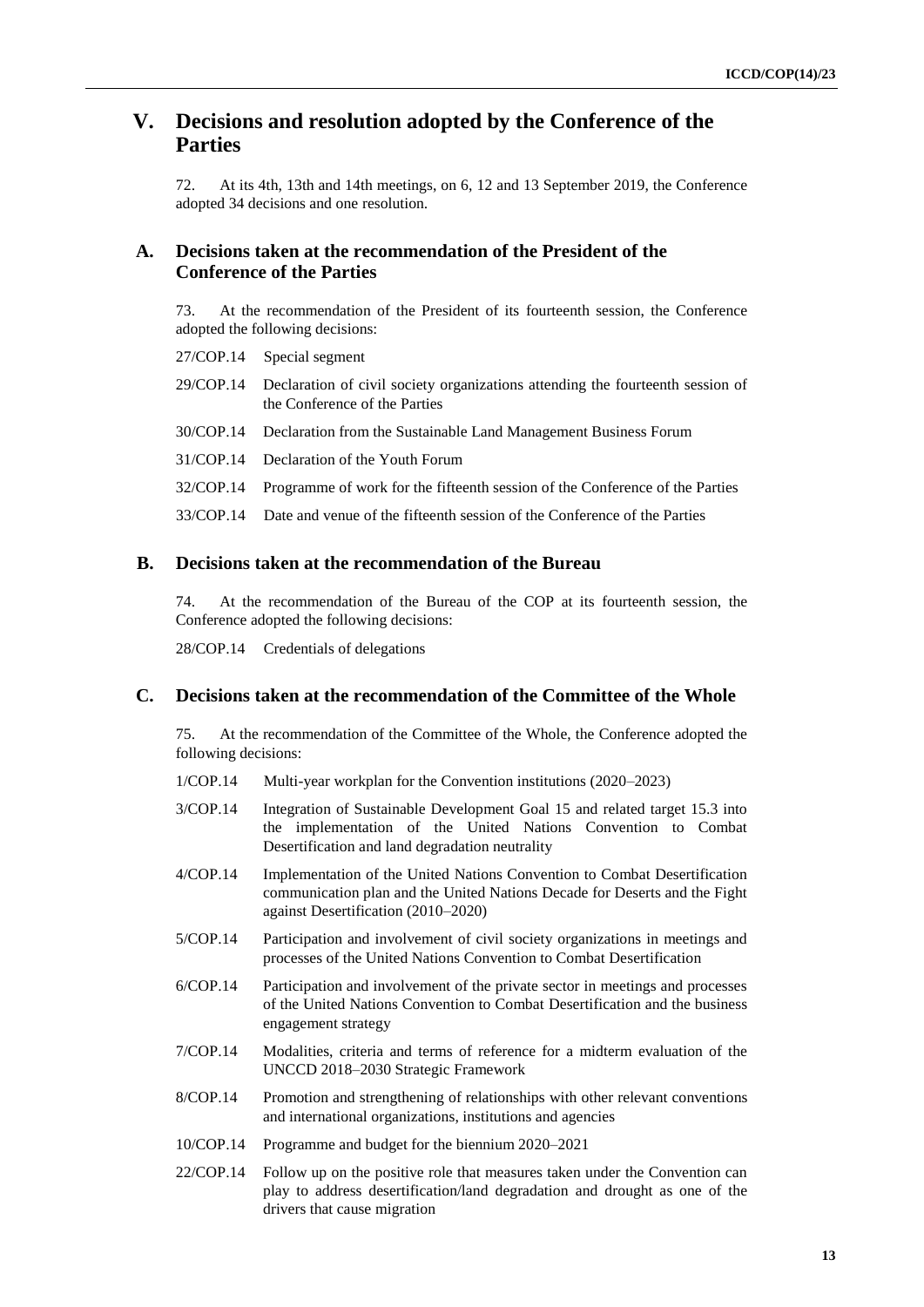# V. Decisions and resolution adopted by the Conference of the Parties

72. At its 4th, 13th and 14th meetings, on 6, 12 and 13 September 2019, the Conference adopted 34 decisions and one resolution.

## A. Decisions taken at the recommendation of the President of the Conference of the Parties

73. At the recommendation of the President of its fourteenth session, the Conference adopted the following decisions:

| | |
|---|---|
| 27/COP.14 | Special segment |
| 29/COP.14 | Declaration of civil society organizations attending the fourteenth session of the Conference of the Parties |
| 30/COP.14 | Declaration from the Sustainable Land Management Business Forum |
| 31/COP.14 | Declaration of the Youth Forum |
| 32/COP.14 | Programme of work for the fifteenth session of the Conference of the Parties |
| 33/COP.14 | Date and venue of the fifteenth session of the Conference of the Parties |

## B. Decisions taken at the recommendation of the Bureau

74. At the recommendation of the Bureau of the COP at its fourteenth session, the Conference adopted the following decisions:

| | |
|---|---|
| 28/COP.14 | Credentials of delegations |

## C. Decisions taken at the recommendation of the Committee of the Whole

75. At the recommendation of the Committee of the Whole, the Conference adopted the following decisions:

| | |
|---|---|
| 1/COP.14 | Multi-year workplan for the Convention institutions (2020–2023) |
| 3/COP.14 | Integration of Sustainable Development Goal 15 and related target 15.3 into the implementation of the United Nations Convention to Combat Desertification and land degradation neutrality |
| 4/COP.14 | Implementation of the United Nations Convention to Combat Desertification communication plan and the United Nations Decade for Deserts and the Fight against Desertification (2010–2020) |
| 5/COP.14 | Participation and involvement of civil society organizations in meetings and processes of the United Nations Convention to Combat Desertification |
| 6/COP.14 | Participation and involvement of the private sector in meetings and processes of the United Nations Convention to Combat Desertification and the business engagement strategy |
| 7/COP.14 | Modalities, criteria and terms of reference for a midterm evaluation of the UNCCD 2018–2030 Strategic Framework |
| 8/COP.14 | Promotion and strengthening of relationships with other relevant conventions and international organizations, institutions and agencies |
| 10/COP.14 | Programme and budget for the biennium 2020–2021 |
| 22/COP.14 | Follow up on the positive role that measures taken under the Convention can play to address desertification/land degradation and drought as one of the drivers that cause migration |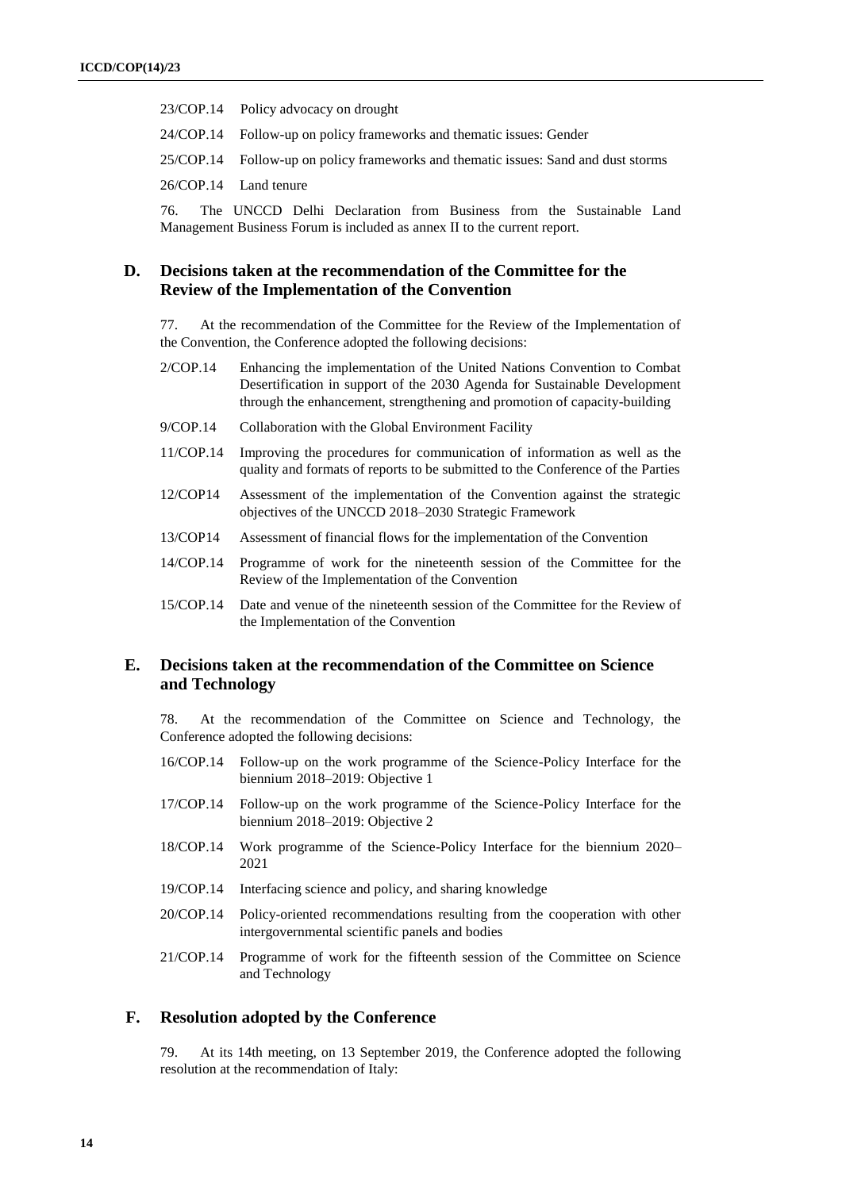| | |
|---|---|
| 23/COP.14 | Policy advocacy on drought |
| 24/COP.14 | Follow-up on policy frameworks and thematic issues: Gender |
| 25/COP.14 | Follow-up on policy frameworks and thematic issues: Sand and dust storms |
| 26/COP.14 | Land tenure |

76. The UNCCD Delhi Declaration from Business from the Sustainable Land Management Business Forum is included as annex II to the current report.

## D. Decisions taken at the recommendation of the Committee for the Review of the Implementation of the Convention

77. At the recommendation of the Committee for the Review of the Implementation of the Convention, the Conference adopted the following decisions:

| | |
|---|---|
| 2/COP.14 | Enhancing the implementation of the United Nations Convention to Combat Desertification in support of the 2030 Agenda for Sustainable Development through the enhancement, strengthening and promotion of capacity-building |
| 9/COP.14 | Collaboration with the Global Environment Facility |
| 11/COP.14 | Improving the procedures for communication of information as well as the quality and formats of reports to be submitted to the Conference of the Parties |
| 12/COP14 | Assessment of the implementation of the Convention against the strategic objectives of the UNCCD 2018–2030 Strategic Framework |
| 13/COP14 | Assessment of financial flows for the implementation of the Convention |
| 14/COP.14 | Programme of work for the nineteenth session of the Committee for the Review of the Implementation of the Convention |
| 15/COP.14 | Date and venue of the nineteenth session of the Committee for the Review of the Implementation of the Convention |

## E. Decisions taken at the recommendation of the Committee on Science and Technology

78. At the recommendation of the Committee on Science and Technology, the Conference adopted the following decisions:

| | |
|---|---|
| 16/COP.14 | Follow-up on the work programme of the Science-Policy Interface for the biennium 2018–2019: Objective 1 |
| 17/COP.14 | Follow-up on the work programme of the Science-Policy Interface for the biennium 2018–2019: Objective 2 |
| 18/COP.14 | Work programme of the Science-Policy Interface for the biennium 2020–2021 |
| 19/COP.14 | Interfacing science and policy, and sharing knowledge |
| 20/COP.14 | Policy-oriented recommendations resulting from the cooperation with other intergovernmental scientific panels and bodies |
| 21/COP.14 | Programme of work for the fifteenth session of the Committee on Science and Technology |

## F. Resolution adopted by the Conference

79. At its 14th meeting, on 13 September 2019, the Conference adopted the following resolution at the recommendation of Italy: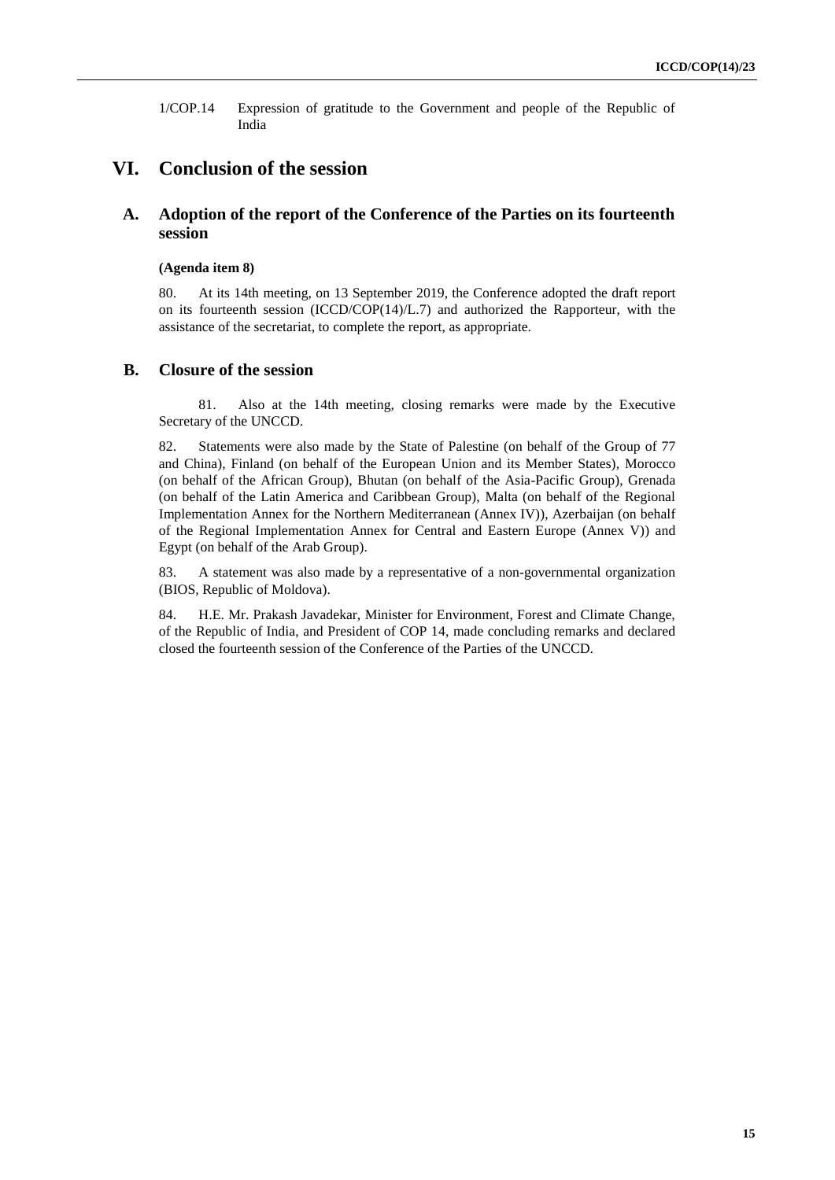1/COP.14 Expression of gratitude to the Government and people of the Republic of India

# VI. Conclusion of the session

## A. Adoption of the report of the Conference of the Parties on its fourteenth session

**(Agenda item 8)**

80. At its 14th meeting, on 13 September 2019, the Conference adopted the draft report on its fourteenth session (ICCD/COP(14)/L.7) and authorized the Rapporteur, with the assistance of the secretariat, to complete the report, as appropriate.

## B. Closure of the session

81. Also at the 14th meeting, closing remarks were made by the Executive Secretary of the UNCCD.

82. Statements were also made by the State of Palestine (on behalf of the Group of 77 and China), Finland (on behalf of the European Union and its Member States), Morocco (on behalf of the African Group), Bhutan (on behalf of the Asia-Pacific Group), Grenada (on behalf of the Latin America and Caribbean Group), Malta (on behalf of the Regional Implementation Annex for the Northern Mediterranean (Annex IV)), Azerbaijan (on behalf of the Regional Implementation Annex for Central and Eastern Europe (Annex V)) and Egypt (on behalf of the Arab Group).

83. A statement was also made by a representative of a non-governmental organization (BIOS, Republic of Moldova).

84. H.E. Mr. Prakash Javadekar, Minister for Environment, Forest and Climate Change, of the Republic of India, and President of COP 14, made concluding remarks and declared closed the fourteenth session of the Conference of the Parties of the UNCCD.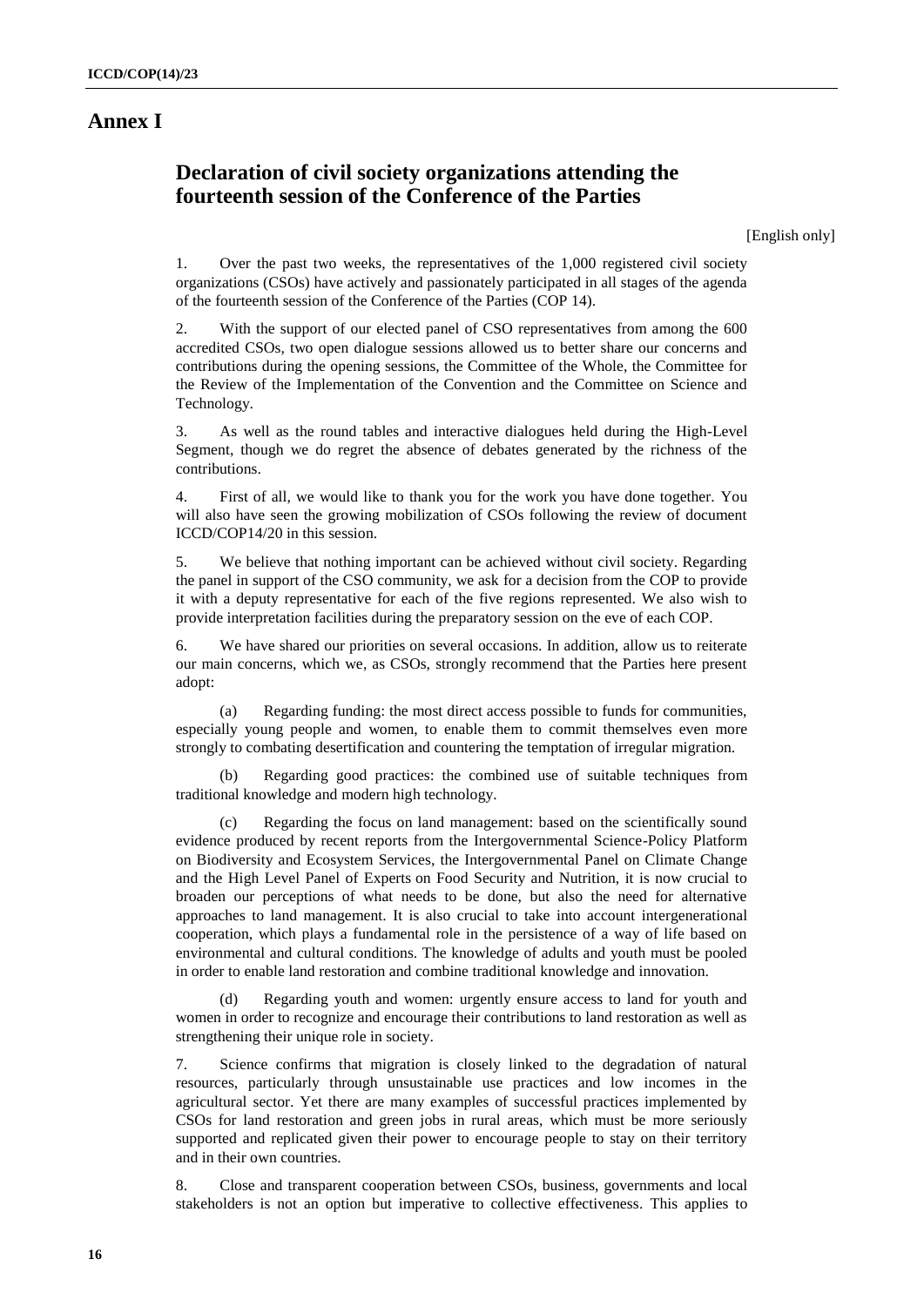# Annex I

## Declaration of civil society organizations attending the fourteenth session of the Conference of the Parties

[English only]

1. Over the past two weeks, the representatives of the 1,000 registered civil society organizations (CSOs) have actively and passionately participated in all stages of the agenda of the fourteenth session of the Conference of the Parties (COP 14).

2. With the support of our elected panel of CSO representatives from among the 600 accredited CSOs, two open dialogue sessions allowed us to better share our concerns and contributions during the opening sessions, the Committee of the Whole, the Committee for the Review of the Implementation of the Convention and the Committee on Science and Technology.

3. As well as the round tables and interactive dialogues held during the High-Level Segment, though we do regret the absence of debates generated by the richness of the contributions.

4. First of all, we would like to thank you for the work you have done together. You will also have seen the growing mobilization of CSOs following the review of document ICCD/COP14/20 in this session.

5. We believe that nothing important can be achieved without civil society. Regarding the panel in support of the CSO community, we ask for a decision from the COP to provide it with a deputy representative for each of the five regions represented. We also wish to provide interpretation facilities during the preparatory session on the eve of each COP.

6. We have shared our priorities on several occasions. In addition, allow us to reiterate our main concerns, which we, as CSOs, strongly recommend that the Parties here present adopt:

(a) Regarding funding: the most direct access possible to funds for communities, especially young people and women, to enable them to commit themselves even more strongly to combating desertification and countering the temptation of irregular migration.

(b) Regarding good practices: the combined use of suitable techniques from traditional knowledge and modern high technology.

(c) Regarding the focus on land management: based on the scientifically sound evidence produced by recent reports from the Intergovernmental Science-Policy Platform on Biodiversity and Ecosystem Services, the Intergovernmental Panel on Climate Change and the High Level Panel of Experts on Food Security and Nutrition, it is now crucial to broaden our perceptions of what needs to be done, but also the need for alternative approaches to land management. It is also crucial to take into account intergenerational cooperation, which plays a fundamental role in the persistence of a way of life based on environmental and cultural conditions. The knowledge of adults and youth must be pooled in order to enable land restoration and combine traditional knowledge and innovation.

(d) Regarding youth and women: urgently ensure access to land for youth and women in order to recognize and encourage their contributions to land restoration as well as strengthening their unique role in society.

7. Science confirms that migration is closely linked to the degradation of natural resources, particularly through unsustainable use practices and low incomes in the agricultural sector. Yet there are many examples of successful practices implemented by CSOs for land restoration and green jobs in rural areas, which must be more seriously supported and replicated given their power to encourage people to stay on their territory and in their own countries.

8. Close and transparent cooperation between CSOs, business, governments and local stakeholders is not an option but imperative to collective effectiveness. This applies to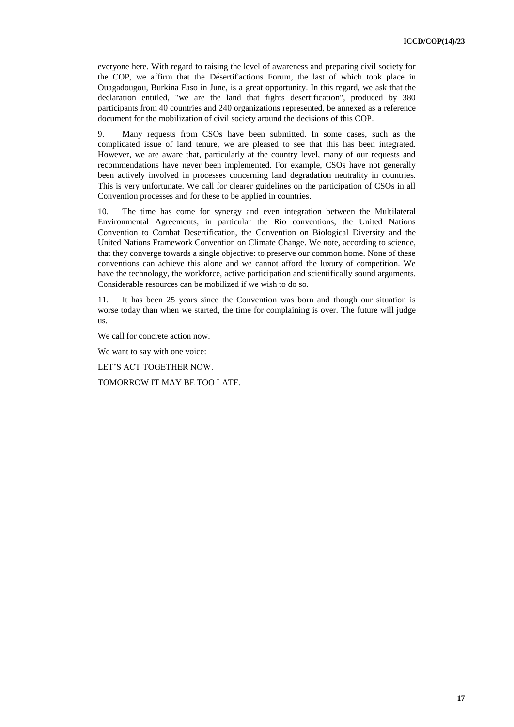everyone here. With regard to raising the level of awareness and preparing civil society for the COP, we affirm that the Désertif'actions Forum, the last of which took place in Ouagadougou, Burkina Faso in June, is a great opportunity. In this regard, we ask that the declaration entitled, "we are the land that fights desertification", produced by 380 participants from 40 countries and 240 organizations represented, be annexed as a reference document for the mobilization of civil society around the decisions of this COP.

9. Many requests from CSOs have been submitted. In some cases, such as the complicated issue of land tenure, we are pleased to see that this has been integrated. However, we are aware that, particularly at the country level, many of our requests and recommendations have never been implemented. For example, CSOs have not generally been actively involved in processes concerning land degradation neutrality in countries. This is very unfortunate. We call for clearer guidelines on the participation of CSOs in all Convention processes and for these to be applied in countries.

10. The time has come for synergy and even integration between the Multilateral Environmental Agreements, in particular the Rio conventions, the United Nations Convention to Combat Desertification, the Convention on Biological Diversity and the United Nations Framework Convention on Climate Change. We note, according to science, that they converge towards a single objective: to preserve our common home. None of these conventions can achieve this alone and we cannot afford the luxury of competition. We have the technology, the workforce, active participation and scientifically sound arguments. Considerable resources can be mobilized if we wish to do so.

11. It has been 25 years since the Convention was born and though our situation is worse today than when we started, the time for complaining is over. The future will judge us.

We call for concrete action now.

We want to say with one voice:

LET'S ACT TOGETHER NOW.

TOMORROW IT MAY BE TOO LATE.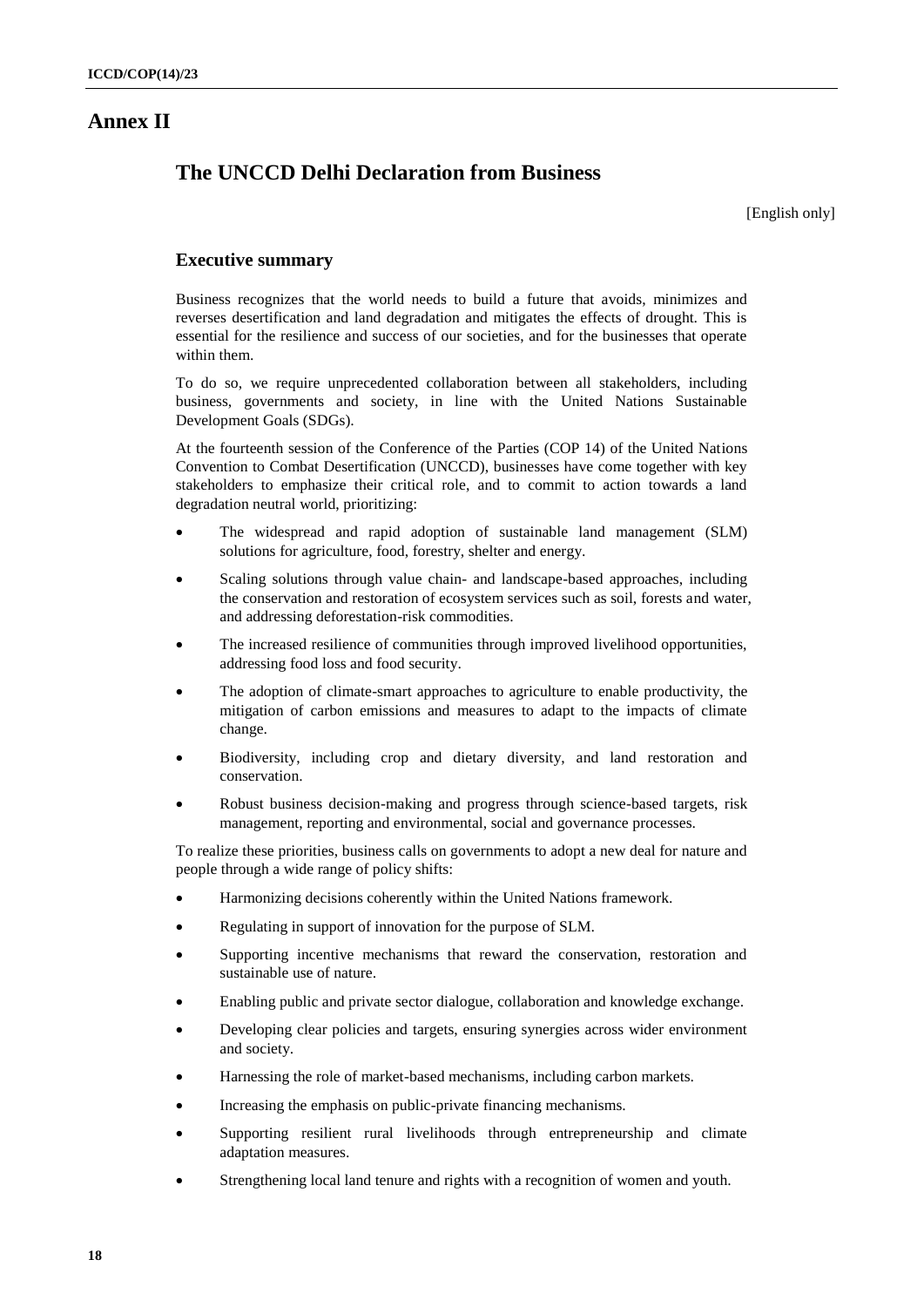# Annex II

## The UNCCD Delhi Declaration from Business

[English only]

### Executive summary

Business recognizes that the world needs to build a future that avoids, minimizes and reverses desertification and land degradation and mitigates the effects of drought. This is essential for the resilience and success of our societies, and for the businesses that operate within them.

To do so, we require unprecedented collaboration between all stakeholders, including business, governments and society, in line with the United Nations Sustainable Development Goals (SDGs).

At the fourteenth session of the Conference of the Parties (COP 14) of the United Nations Convention to Combat Desertification (UNCCD), businesses have come together with key stakeholders to emphasize their critical role, and to commit to action towards a land degradation neutral world, prioritizing:

- The widespread and rapid adoption of sustainable land management (SLM) solutions for agriculture, food, forestry, shelter and energy.
- Scaling solutions through value chain- and landscape-based approaches, including the conservation and restoration of ecosystem services such as soil, forests and water, and addressing deforestation-risk commodities.
- The increased resilience of communities through improved livelihood opportunities, addressing food loss and food security.
- The adoption of climate-smart approaches to agriculture to enable productivity, the mitigation of carbon emissions and measures to adapt to the impacts of climate change.
- Biodiversity, including crop and dietary diversity, and land restoration and conservation.
- Robust business decision-making and progress through science-based targets, risk management, reporting and environmental, social and governance processes.

To realize these priorities, business calls on governments to adopt a new deal for nature and people through a wide range of policy shifts:

- Harmonizing decisions coherently within the United Nations framework.
- Regulating in support of innovation for the purpose of SLM.
- Supporting incentive mechanisms that reward the conservation, restoration and sustainable use of nature.
- Enabling public and private sector dialogue, collaboration and knowledge exchange.
- Developing clear policies and targets, ensuring synergies across wider environment and society.
- Harnessing the role of market-based mechanisms, including carbon markets.
- Increasing the emphasis on public-private financing mechanisms.
- Supporting resilient rural livelihoods through entrepreneurship and climate adaptation measures.
- Strengthening local land tenure and rights with a recognition of women and youth.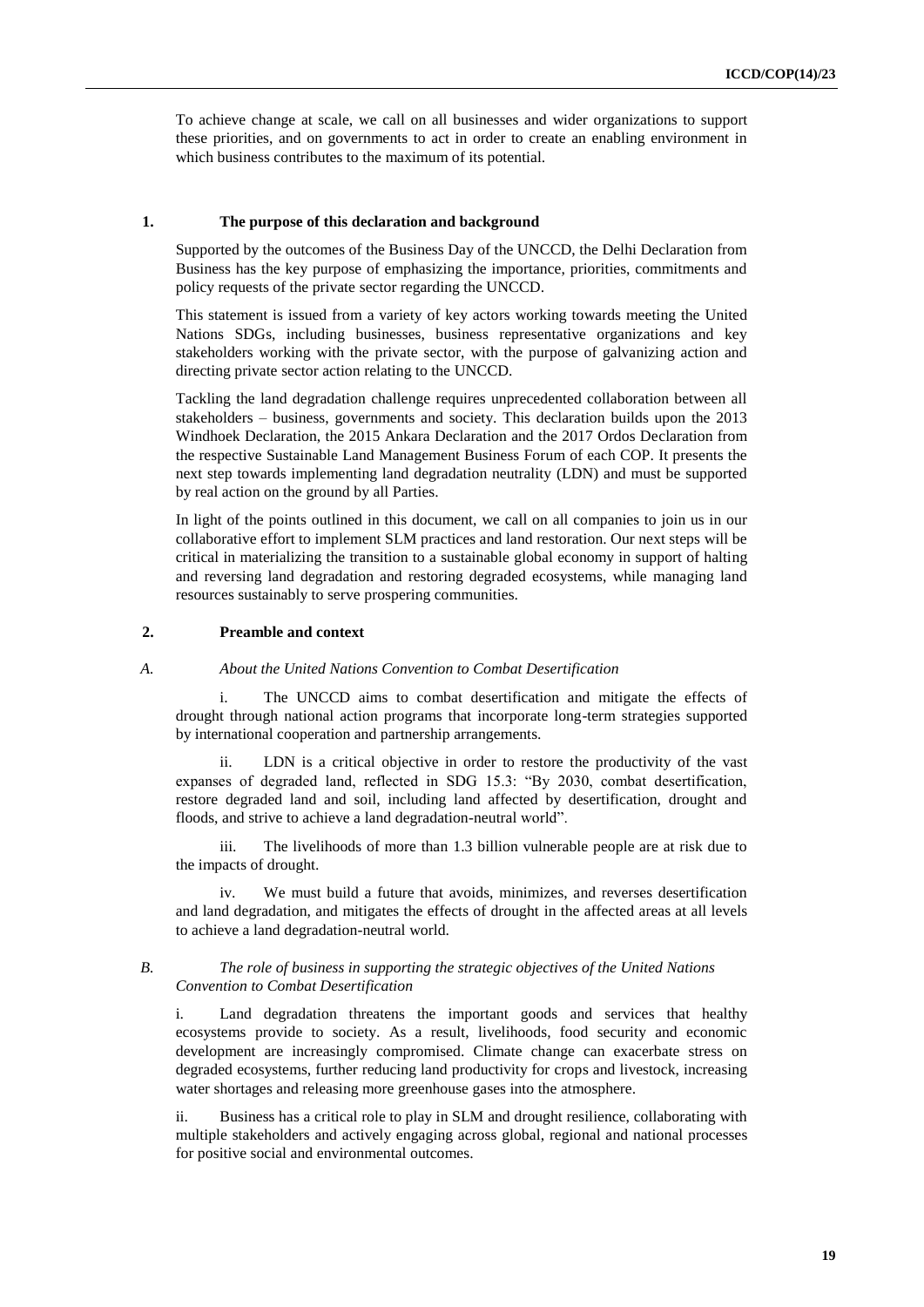To achieve change at scale, we call on all businesses and wider organizations to support these priorities, and on governments to act in order to create an enabling environment in which business contributes to the maximum of its potential.

## 1. The purpose of this declaration and background

Supported by the outcomes of the Business Day of the UNCCD, the Delhi Declaration from Business has the key purpose of emphasizing the importance, priorities, commitments and policy requests of the private sector regarding the UNCCD.

This statement is issued from a variety of key actors working towards meeting the United Nations SDGs, including businesses, business representative organizations and key stakeholders working with the private sector, with the purpose of galvanizing action and directing private sector action relating to the UNCCD.

Tackling the land degradation challenge requires unprecedented collaboration between all stakeholders – business, governments and society. This declaration builds upon the 2013 Windhoek Declaration, the 2015 Ankara Declaration and the 2017 Ordos Declaration from the respective Sustainable Land Management Business Forum of each COP. It presents the next step towards implementing land degradation neutrality (LDN) and must be supported by real action on the ground by all Parties.

In light of the points outlined in this document, we call on all companies to join us in our collaborative effort to implement SLM practices and land restoration. Our next steps will be critical in materializing the transition to a sustainable global economy in support of halting and reversing land degradation and restoring degraded ecosystems, while managing land resources sustainably to serve prospering communities.

## 2. Preamble and context

### *A. About the United Nations Convention to Combat Desertification*

i. The UNCCD aims to combat desertification and mitigate the effects of drought through national action programs that incorporate long-term strategies supported by international cooperation and partnership arrangements.

ii. LDN is a critical objective in order to restore the productivity of the vast expanses of degraded land, reflected in SDG 15.3: "By 2030, combat desertification, restore degraded land and soil, including land affected by desertification, drought and floods, and strive to achieve a land degradation-neutral world".

iii. The livelihoods of more than 1.3 billion vulnerable people are at risk due to the impacts of drought.

iv. We must build a future that avoids, minimizes, and reverses desertification and land degradation, and mitigates the effects of drought in the affected areas at all levels to achieve a land degradation-neutral world.

### *B. The role of business in supporting the strategic objectives of the United Nations Convention to Combat Desertification*

i. Land degradation threatens the important goods and services that healthy ecosystems provide to society. As a result, livelihoods, food security and economic development are increasingly compromised. Climate change can exacerbate stress on degraded ecosystems, further reducing land productivity for crops and livestock, increasing water shortages and releasing more greenhouse gases into the atmosphere.

ii. Business has a critical role to play in SLM and drought resilience, collaborating with multiple stakeholders and actively engaging across global, regional and national processes for positive social and environmental outcomes.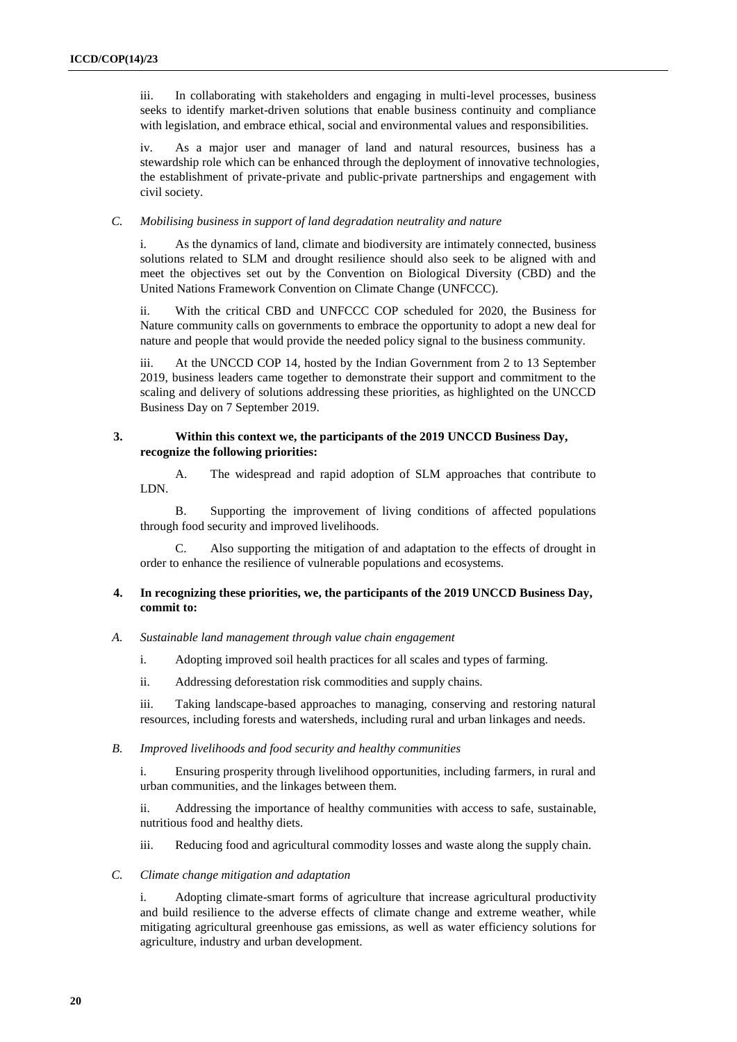iii. In collaborating with stakeholders and engaging in multi-level processes, business seeks to identify market-driven solutions that enable business continuity and compliance with legislation, and embrace ethical, social and environmental values and responsibilities.

iv. As a major user and manager of land and natural resources, business has a stewardship role which can be enhanced through the deployment of innovative technologies, the establishment of private-private and public-private partnerships and engagement with civil society.

*C. Mobilising business in support of land degradation neutrality and nature*

i. As the dynamics of land, climate and biodiversity are intimately connected, business solutions related to SLM and drought resilience should also seek to be aligned with and meet the objectives set out by the Convention on Biological Diversity (CBD) and the United Nations Framework Convention on Climate Change (UNFCCC).

ii. With the critical CBD and UNFCCC COP scheduled for 2020, the Business for Nature community calls on governments to embrace the opportunity to adopt a new deal for nature and people that would provide the needed policy signal to the business community.

iii. At the UNCCD COP 14, hosted by the Indian Government from 2 to 13 September 2019, business leaders came together to demonstrate their support and commitment to the scaling and delivery of solutions addressing these priorities, as highlighted on the UNCCD Business Day on 7 September 2019.

**3. Within this context we, the participants of the 2019 UNCCD Business Day, recognize the following priorities:**

A. The widespread and rapid adoption of SLM approaches that contribute to LDN.

B. Supporting the improvement of living conditions of affected populations through food security and improved livelihoods.

C. Also supporting the mitigation of and adaptation to the effects of drought in order to enhance the resilience of vulnerable populations and ecosystems.

**4. In recognizing these priorities, we, the participants of the 2019 UNCCD Business Day, commit to:**

*A. Sustainable land management through value chain engagement*

i. Adopting improved soil health practices for all scales and types of farming.

ii. Addressing deforestation risk commodities and supply chains.

iii. Taking landscape-based approaches to managing, conserving and restoring natural resources, including forests and watersheds, including rural and urban linkages and needs.

*B. Improved livelihoods and food security and healthy communities*

i. Ensuring prosperity through livelihood opportunities, including farmers, in rural and urban communities, and the linkages between them.

ii. Addressing the importance of healthy communities with access to safe, sustainable, nutritious food and healthy diets.

iii. Reducing food and agricultural commodity losses and waste along the supply chain.

*C. Climate change mitigation and adaptation*

i. Adopting climate-smart forms of agriculture that increase agricultural productivity and build resilience to the adverse effects of climate change and extreme weather, while mitigating agricultural greenhouse gas emissions, as well as water efficiency solutions for agriculture, industry and urban development.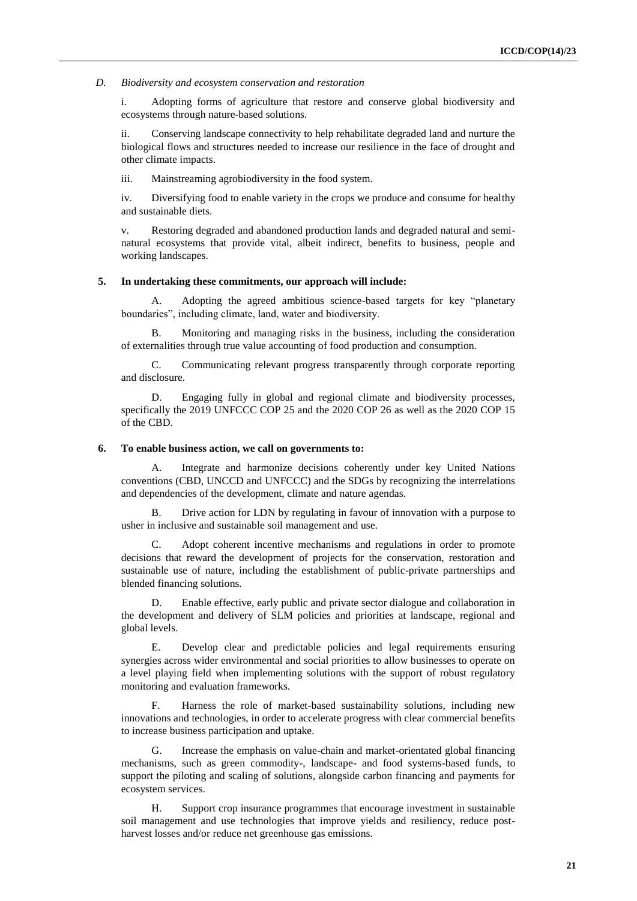*D. Biodiversity and ecosystem conservation and restoration*

i. Adopting forms of agriculture that restore and conserve global biodiversity and ecosystems through nature-based solutions.

ii. Conserving landscape connectivity to help rehabilitate degraded land and nurture the biological flows and structures needed to increase our resilience in the face of drought and other climate impacts.

iii. Mainstreaming agrobiodiversity in the food system.

iv. Diversifying food to enable variety in the crops we produce and consume for healthy and sustainable diets.

v. Restoring degraded and abandoned production lands and degraded natural and semi-natural ecosystems that provide vital, albeit indirect, benefits to business, people and working landscapes.

**5. In undertaking these commitments, our approach will include:**

A. Adopting the agreed ambitious science-based targets for key "planetary boundaries", including climate, land, water and biodiversity.

B. Monitoring and managing risks in the business, including the consideration of externalities through true value accounting of food production and consumption.

C. Communicating relevant progress transparently through corporate reporting and disclosure.

D. Engaging fully in global and regional climate and biodiversity processes, specifically the 2019 UNFCCC COP 25 and the 2020 COP 26 as well as the 2020 COP 15 of the CBD.

**6. To enable business action, we call on governments to:**

A. Integrate and harmonize decisions coherently under key United Nations conventions (CBD, UNCCD and UNFCCC) and the SDGs by recognizing the interrelations and dependencies of the development, climate and nature agendas.

B. Drive action for LDN by regulating in favour of innovation with a purpose to usher in inclusive and sustainable soil management and use.

C. Adopt coherent incentive mechanisms and regulations in order to promote decisions that reward the development of projects for the conservation, restoration and sustainable use of nature, including the establishment of public-private partnerships and blended financing solutions.

D. Enable effective, early public and private sector dialogue and collaboration in the development and delivery of SLM policies and priorities at landscape, regional and global levels.

E. Develop clear and predictable policies and legal requirements ensuring synergies across wider environmental and social priorities to allow businesses to operate on a level playing field when implementing solutions with the support of robust regulatory monitoring and evaluation frameworks.

F. Harness the role of market-based sustainability solutions, including new innovations and technologies, in order to accelerate progress with clear commercial benefits to increase business participation and uptake.

G. Increase the emphasis on value-chain and market-orientated global financing mechanisms, such as green commodity-, landscape- and food systems-based funds, to support the piloting and scaling of solutions, alongside carbon financing and payments for ecosystem services.

H. Support crop insurance programmes that encourage investment in sustainable soil management and use technologies that improve yields and resiliency, reduce post-harvest losses and/or reduce net greenhouse gas emissions.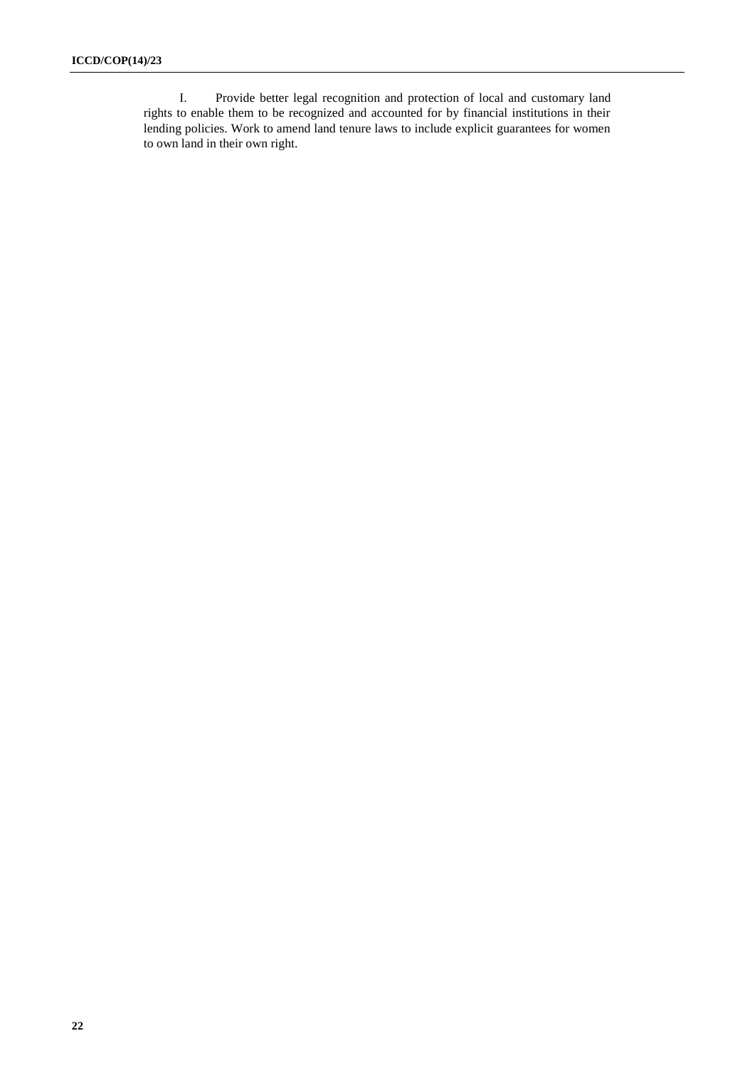I. Provide better legal recognition and protection of local and customary land rights to enable them to be recognized and accounted for by financial institutions in their lending policies. Work to amend land tenure laws to include explicit guarantees for women to own land in their own right.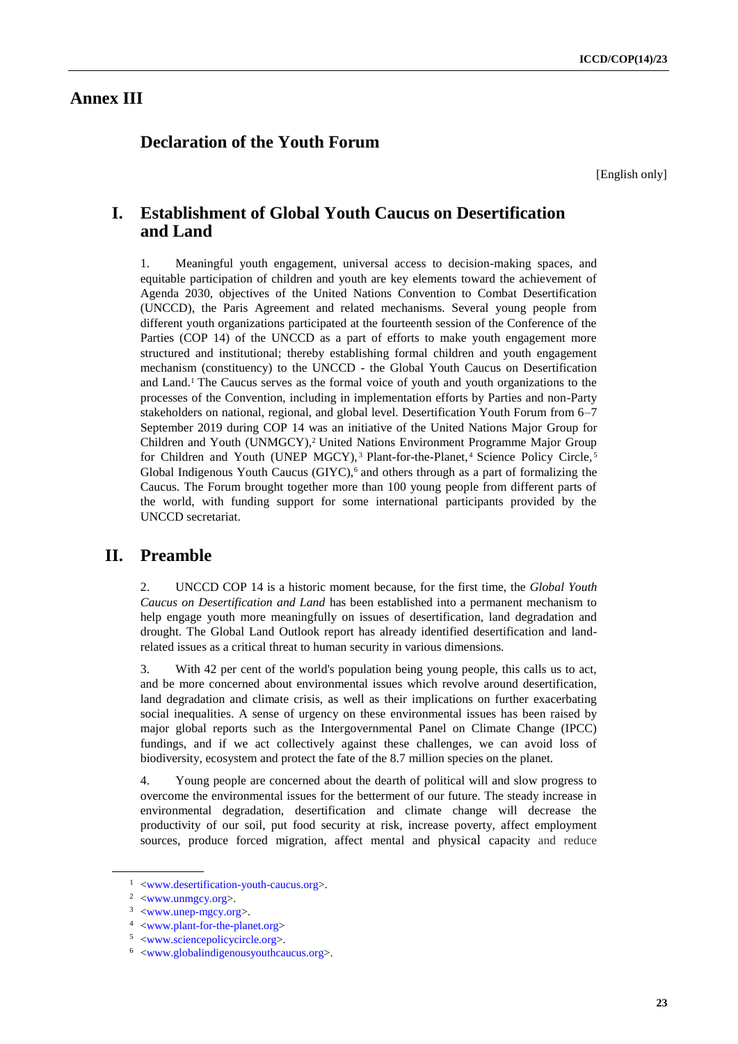# Annex III

## Declaration of the Youth Forum

[English only]

## I. Establishment of Global Youth Caucus on Desertification and Land

1. Meaningful youth engagement, universal access to decision-making spaces, and equitable participation of children and youth are key elements toward the achievement of Agenda 2030, objectives of the United Nations Convention to Combat Desertification (UNCCD), the Paris Agreement and related mechanisms. Several young people from different youth organizations participated at the fourteenth session of the Conference of the Parties (COP 14) of the UNCCD as a part of efforts to make youth engagement more structured and institutional; thereby establishing formal children and youth engagement mechanism (constituency) to the UNCCD - the Global Youth Caucus on Desertification and Land.[1] The Caucus serves as the formal voice of youth and youth organizations to the processes of the Convention, including in implementation efforts by Parties and non-Party stakeholders on national, regional, and global level. Desertification Youth Forum from 6–7 September 2019 during COP 14 was an initiative of the United Nations Major Group for Children and Youth (UNMGCY),[2] United Nations Environment Programme Major Group for Children and Youth (UNEP MGCY),[3] Plant-for-the-Planet,[4] Science Policy Circle,[5] Global Indigenous Youth Caucus (GIYC),[6] and others through as a part of formalizing the Caucus. The Forum brought together more than 100 young people from different parts of the world, with funding support for some international participants provided by the UNCCD secretariat.

## II. Preamble

2. UNCCD COP 14 is a historic moment because, for the first time, the *Global Youth Caucus on Desertification and Land* has been established into a permanent mechanism to help engage youth more meaningfully on issues of desertification, land degradation and drought. The Global Land Outlook report has already identified desertification and land-related issues as a critical threat to human security in various dimensions.

3. With 42 per cent of the world's population being young people, this calls us to act, and be more concerned about environmental issues which revolve around desertification, land degradation and climate crisis, as well as their implications on further exacerbating social inequalities. A sense of urgency on these environmental issues has been raised by major global reports such as the Intergovernmental Panel on Climate Change (IPCC) fundings, and if we act collectively against these challenges, we can avoid loss of biodiversity, ecosystem and protect the fate of the 8.7 million species on the planet.

4. Young people are concerned about the dearth of political will and slow progress to overcome the environmental issues for the betterment of our future. The steady increase in environmental degradation, desertification and climate change will decrease the productivity of our soil, put food security at risk, increase poverty, affect employment sources, produce forced migration, affect mental and physical capacity and reduce

[1] <www.desertification-youth-caucus.org>.

[2] <www.unmgcy.org>.

[3] <www.unep-mgcy.org>.

[4] <www.plant-for-the-planet.org>

[5] <www.sciencepolicycircle.org>.

[6] <www.globalindigenousyouthcaucus.org>.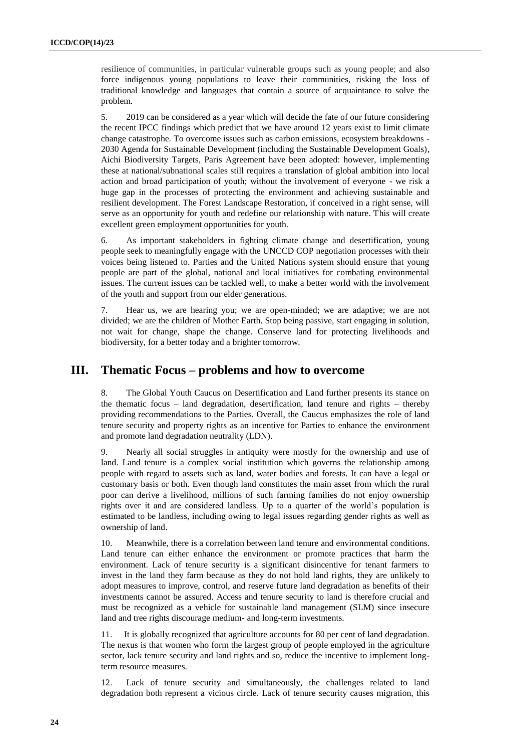resilience of communities, in particular vulnerable groups such as young people; and also force indigenous young populations to leave their communities, risking the loss of traditional knowledge and languages that contain a source of acquaintance to solve the problem.

5. 2019 can be considered as a year which will decide the fate of our future considering the recent IPCC findings which predict that we have around 12 years exist to limit climate change catastrophe. To overcome issues such as carbon emissions, ecosystem breakdowns - 2030 Agenda for Sustainable Development (including the Sustainable Development Goals), Aichi Biodiversity Targets, Paris Agreement have been adopted: however, implementing these at national/subnational scales still requires a translation of global ambition into local action and broad participation of youth; without the involvement of everyone - we risk a huge gap in the processes of protecting the environment and achieving sustainable and resilient development. The Forest Landscape Restoration, if conceived in a right sense, will serve as an opportunity for youth and redefine our relationship with nature. This will create excellent green employment opportunities for youth.

6. As important stakeholders in fighting climate change and desertification, young people seek to meaningfully engage with the UNCCD COP negotiation processes with their voices being listened to. Parties and the United Nations system should ensure that young people are part of the global, national and local initiatives for combating environmental issues. The current issues can be tackled well, to make a better world with the involvement of the youth and support from our elder generations.

7. Hear us, we are hearing you; we are open-minded; we are adaptive; we are not divided; we are the children of Mother Earth. Stop being passive, start engaging in solution, not wait for change, shape the change. Conserve land for protecting livelihoods and biodiversity, for a better today and a brighter tomorrow.

## III. Thematic Focus – problems and how to overcome

8. The Global Youth Caucus on Desertification and Land further presents its stance on the thematic focus – land degradation, desertification, land tenure and rights – thereby providing recommendations to the Parties. Overall, the Caucus emphasizes the role of land tenure security and property rights as an incentive for Parties to enhance the environment and promote land degradation neutrality (LDN).

9. Nearly all social struggles in antiquity were mostly for the ownership and use of land. Land tenure is a complex social institution which governs the relationship among people with regard to assets such as land, water bodies and forests. It can have a legal or customary basis or both. Even though land constitutes the main asset from which the rural poor can derive a livelihood, millions of such farming families do not enjoy ownership rights over it and are considered landless. Up to a quarter of the world's population is estimated to be landless, including owing to legal issues regarding gender rights as well as ownership of land.

10. Meanwhile, there is a correlation between land tenure and environmental conditions. Land tenure can either enhance the environment or promote practices that harm the environment. Lack of tenure security is a significant disincentive for tenant farmers to invest in the land they farm because as they do not hold land rights, they are unlikely to adopt measures to improve, control, and reserve future land degradation as benefits of their investments cannot be assured. Access and tenure security to land is therefore crucial and must be recognized as a vehicle for sustainable land management (SLM) since insecure land and tree rights discourage medium- and long-term investments.

11. It is globally recognized that agriculture accounts for 80 per cent of land degradation. The nexus is that women who form the largest group of people employed in the agriculture sector, lack tenure security and land rights and so, reduce the incentive to implement long-term resource measures.

12. Lack of tenure security and simultaneously, the challenges related to land degradation both represent a vicious circle. Lack of tenure security causes migration, this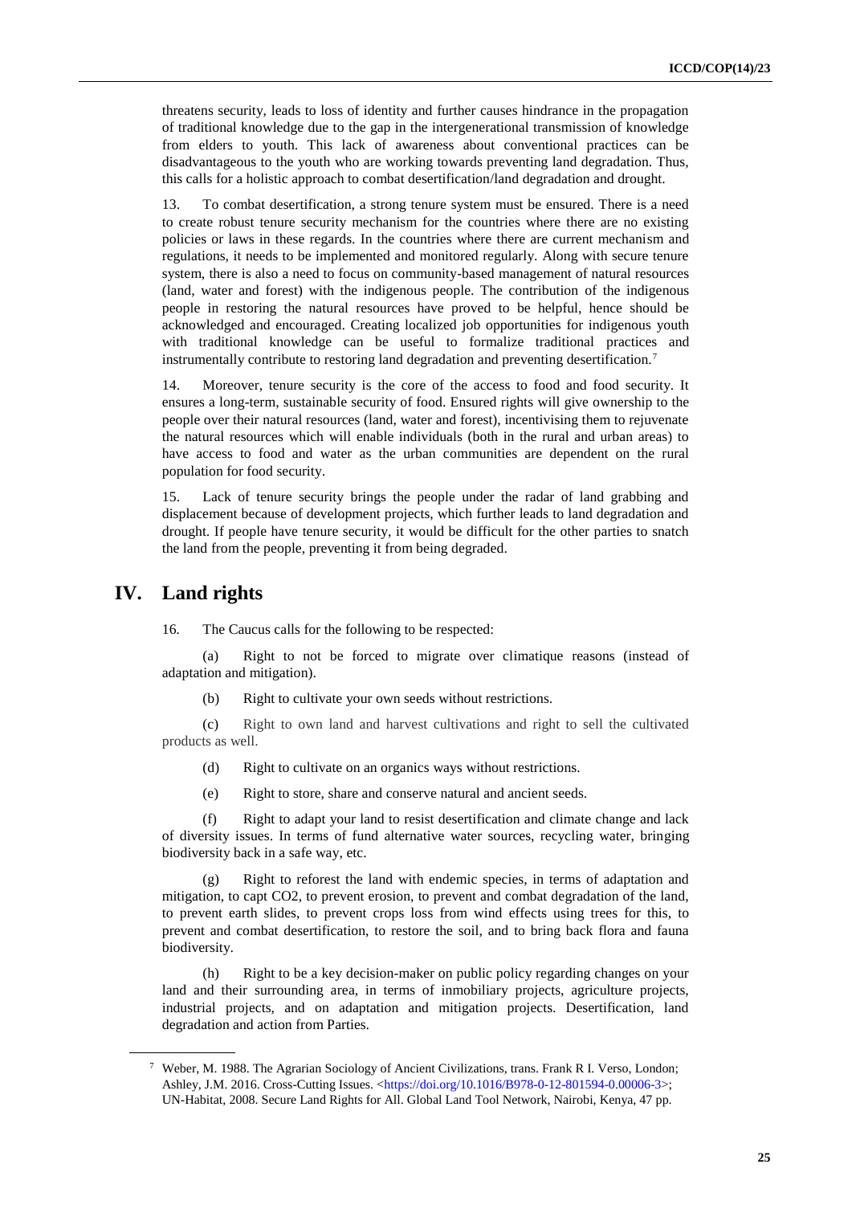threatens security, leads to loss of identity and further causes hindrance in the propagation of traditional knowledge due to the gap in the intergenerational transmission of knowledge from elders to youth. This lack of awareness about conventional practices can be disadvantageous to the youth who are working towards preventing land degradation. Thus, this calls for a holistic approach to combat desertification/land degradation and drought.

13. To combat desertification, a strong tenure system must be ensured. There is a need to create robust tenure security mechanism for the countries where there are no existing policies or laws in these regards. In the countries where there are current mechanism and regulations, it needs to be implemented and monitored regularly. Along with secure tenure system, there is also a need to focus on community-based management of natural resources (land, water and forest) with the indigenous people. The contribution of the indigenous people in restoring the natural resources have proved to be helpful, hence should be acknowledged and encouraged. Creating localized job opportunities for indigenous youth with traditional knowledge can be useful to formalize traditional practices and instrumentally contribute to restoring land degradation and preventing desertification.[7]

14. Moreover, tenure security is the core of the access to food and food security. It ensures a long-term, sustainable security of food. Ensured rights will give ownership to the people over their natural resources (land, water and forest), incentivising them to rejuvenate the natural resources which will enable individuals (both in the rural and urban areas) to have access to food and water as the urban communities are dependent on the rural population for food security.

15. Lack of tenure security brings the people under the radar of land grabbing and displacement because of development projects, which further leads to land degradation and drought. If people have tenure security, it would be difficult for the other parties to snatch the land from the people, preventing it from being degraded.

# IV. Land rights

16. The Caucus calls for the following to be respected:

(a) Right to not be forced to migrate over climatique reasons (instead of adaptation and mitigation).

(b) Right to cultivate your own seeds without restrictions.

(c) Right to own land and harvest cultivations and right to sell the cultivated products as well.

(d) Right to cultivate on an organics ways without restrictions.

(e) Right to store, share and conserve natural and ancient seeds.

(f) Right to adapt your land to resist desertification and climate change and lack of diversity issues. In terms of fund alternative water sources, recycling water, bringing biodiversity back in a safe way, etc.

(g) Right to reforest the land with endemic species, in terms of adaptation and mitigation, to capt CO2, to prevent erosion, to prevent and combat degradation of the land, to prevent earth slides, to prevent crops loss from wind effects using trees for this, to prevent and combat desertification, to restore the soil, and to bring back flora and fauna biodiversity.

(h) Right to be a key decision-maker on public policy regarding changes on your land and their surrounding area, in terms of inmobiliary projects, agriculture projects, industrial projects, and on adaptation and mitigation projects. Desertification, land degradation and action from Parties.

---

[7] Weber, M. 1988. The Agrarian Sociology of Ancient Civilizations, trans. Frank R I. Verso, London; Ashley, J.M. 2016. Cross-Cutting Issues. <https://doi.org/10.1016/B978-0-12-801594-0.00006-3>; UN-Habitat, 2008. Secure Land Rights for All. Global Land Tool Network, Nairobi, Kenya, 47 pp.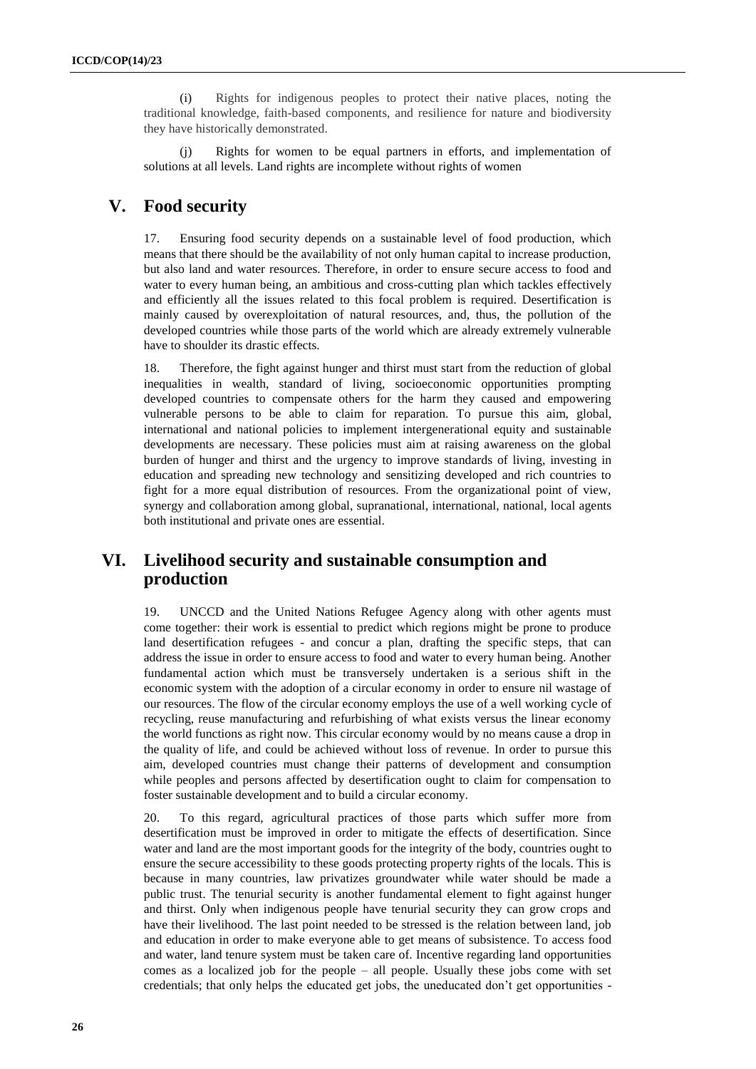(i) Rights for indigenous peoples to protect their native places, noting the traditional knowledge, faith-based components, and resilience for nature and biodiversity they have historically demonstrated.

(j) Rights for women to be equal partners in efforts, and implementation of solutions at all levels. Land rights are incomplete without rights of women

## V. Food security

17. Ensuring food security depends on a sustainable level of food production, which means that there should be the availability of not only human capital to increase production, but also land and water resources. Therefore, in order to ensure secure access to food and water to every human being, an ambitious and cross-cutting plan which tackles effectively and efficiently all the issues related to this focal problem is required. Desertification is mainly caused by overexploitation of natural resources, and, thus, the pollution of the developed countries while those parts of the world which are already extremely vulnerable have to shoulder its drastic effects.

18. Therefore, the fight against hunger and thirst must start from the reduction of global inequalities in wealth, standard of living, socioeconomic opportunities prompting developed countries to compensate others for the harm they caused and empowering vulnerable persons to be able to claim for reparation. To pursue this aim, global, international and national policies to implement intergenerational equity and sustainable developments are necessary. These policies must aim at raising awareness on the global burden of hunger and thirst and the urgency to improve standards of living, investing in education and spreading new technology and sensitizing developed and rich countries to fight for a more equal distribution of resources. From the organizational point of view, synergy and collaboration among global, supranational, international, national, local agents both institutional and private ones are essential.

## VI. Livelihood security and sustainable consumption and production

19. UNCCD and the United Nations Refugee Agency along with other agents must come together: their work is essential to predict which regions might be prone to produce land desertification refugees - and concur a plan, drafting the specific steps, that can address the issue in order to ensure access to food and water to every human being. Another fundamental action which must be transversely undertaken is a serious shift in the economic system with the adoption of a circular economy in order to ensure nil wastage of our resources. The flow of the circular economy employs the use of a well working cycle of recycling, reuse manufacturing and refurbishing of what exists versus the linear economy the world functions as right now. This circular economy would by no means cause a drop in the quality of life, and could be achieved without loss of revenue. In order to pursue this aim, developed countries must change their patterns of development and consumption while peoples and persons affected by desertification ought to claim for compensation to foster sustainable development and to build a circular economy.

20. To this regard, agricultural practices of those parts which suffer more from desertification must be improved in order to mitigate the effects of desertification. Since water and land are the most important goods for the integrity of the body, countries ought to ensure the secure accessibility to these goods protecting property rights of the locals. This is because in many countries, law privatizes groundwater while water should be made a public trust. The tenurial security is another fundamental element to fight against hunger and thirst. Only when indigenous people have tenurial security they can grow crops and have their livelihood. The last point needed to be stressed is the relation between land, job and education in order to make everyone able to get means of subsistence. To access food and water, land tenure system must be taken care of. Incentive regarding land opportunities comes as a localized job for the people – all people. Usually these jobs come with set credentials; that only helps the educated get jobs, the uneducated don't get opportunities -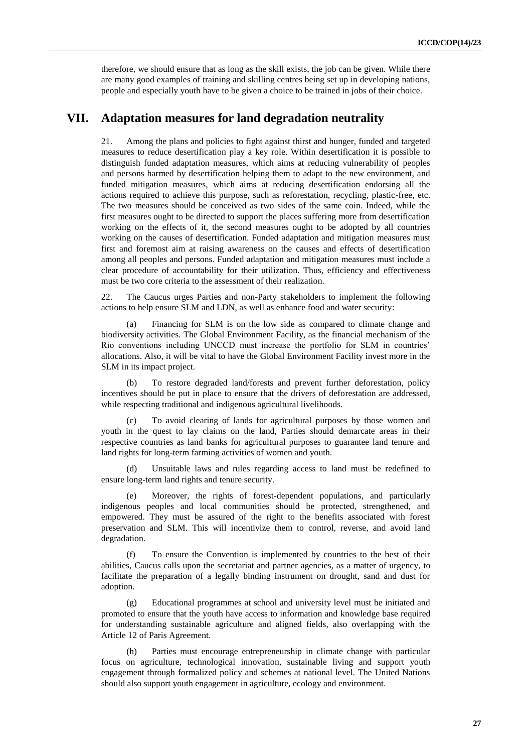therefore, we should ensure that as long as the skill exists, the job can be given. While there are many good examples of training and skilling centres being set up in developing nations, people and especially youth have to be given a choice to be trained in jobs of their choice.

## VII. Adaptation measures for land degradation neutrality

21. Among the plans and policies to fight against thirst and hunger, funded and targeted measures to reduce desertification play a key role. Within desertification it is possible to distinguish funded adaptation measures, which aims at reducing vulnerability of peoples and persons harmed by desertification helping them to adapt to the new environment, and funded mitigation measures, which aims at reducing desertification endorsing all the actions required to achieve this purpose, such as reforestation, recycling, plastic-free, etc. The two measures should be conceived as two sides of the same coin. Indeed, while the first measures ought to be directed to support the places suffering more from desertification working on the effects of it, the second measures ought to be adopted by all countries working on the causes of desertification. Funded adaptation and mitigation measures must first and foremost aim at raising awareness on the causes and effects of desertification among all peoples and persons. Funded adaptation and mitigation measures must include a clear procedure of accountability for their utilization. Thus, efficiency and effectiveness must be two core criteria to the assessment of their realization.

22. The Caucus urges Parties and non-Party stakeholders to implement the following actions to help ensure SLM and LDN, as well as enhance food and water security:

(a) Financing for SLM is on the low side as compared to climate change and biodiversity activities. The Global Environment Facility, as the financial mechanism of the Rio conventions including UNCCD must increase the portfolio for SLM in countries' allocations. Also, it will be vital to have the Global Environment Facility invest more in the SLM in its impact project.

(b) To restore degraded land/forests and prevent further deforestation, policy incentives should be put in place to ensure that the drivers of deforestation are addressed, while respecting traditional and indigenous agricultural livelihoods.

(c) To avoid clearing of lands for agricultural purposes by those women and youth in the quest to lay claims on the land, Parties should demarcate areas in their respective countries as land banks for agricultural purposes to guarantee land tenure and land rights for long-term farming activities of women and youth.

(d) Unsuitable laws and rules regarding access to land must be redefined to ensure long-term land rights and tenure security.

(e) Moreover, the rights of forest-dependent populations, and particularly indigenous peoples and local communities should be protected, strengthened, and empowered. They must be assured of the right to the benefits associated with forest preservation and SLM. This will incentivize them to control, reverse, and avoid land degradation.

(f) To ensure the Convention is implemented by countries to the best of their abilities, Caucus calls upon the secretariat and partner agencies, as a matter of urgency, to facilitate the preparation of a legally binding instrument on drought, sand and dust for adoption.

(g) Educational programmes at school and university level must be initiated and promoted to ensure that the youth have access to information and knowledge base required for understanding sustainable agriculture and aligned fields, also overlapping with the Article 12 of Paris Agreement.

(h) Parties must encourage entrepreneurship in climate change with particular focus on agriculture, technological innovation, sustainable living and support youth engagement through formalized policy and schemes at national level. The United Nations should also support youth engagement in agriculture, ecology and environment.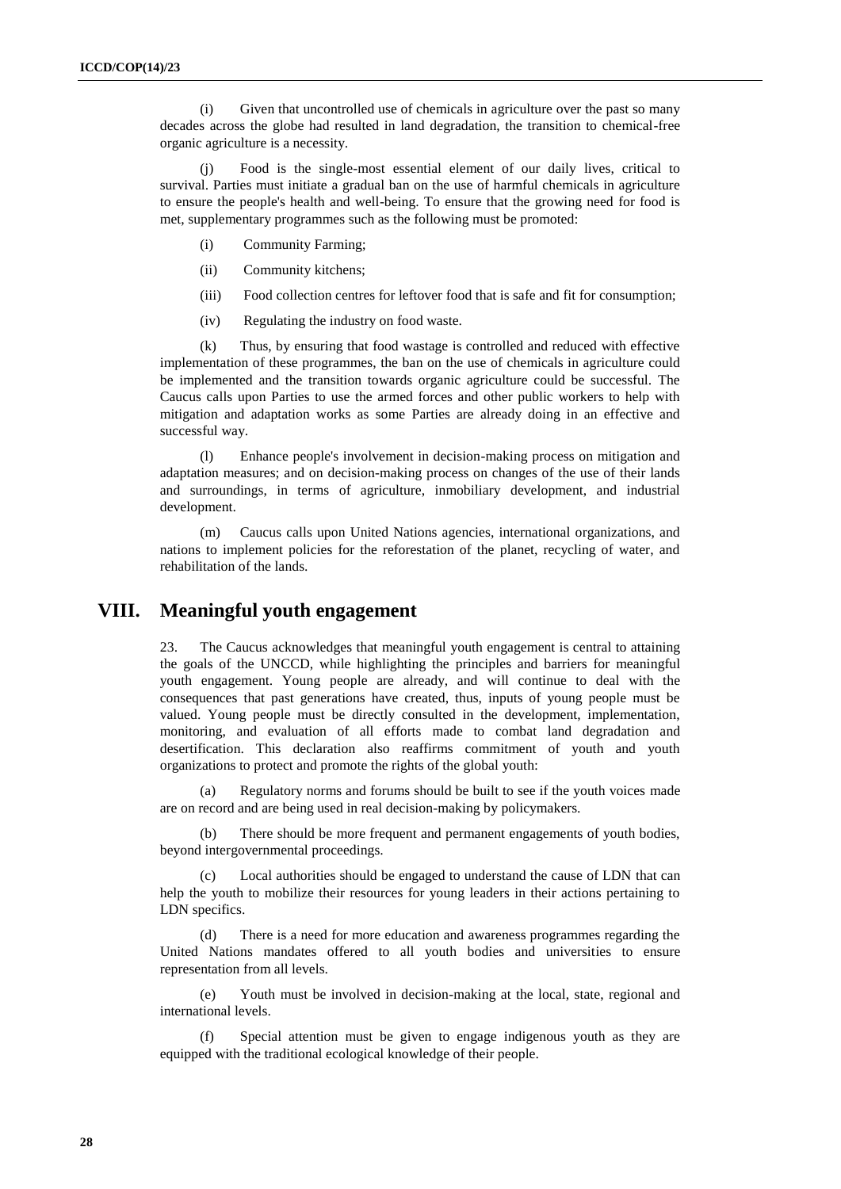(i) Given that uncontrolled use of chemicals in agriculture over the past so many decades across the globe had resulted in land degradation, the transition to chemical-free organic agriculture is a necessity.

(j) Food is the single-most essential element of our daily lives, critical to survival. Parties must initiate a gradual ban on the use of harmful chemicals in agriculture to ensure the people's health and well-being. To ensure that the growing need for food is met, supplementary programmes such as the following must be promoted:

(i) Community Farming;

(ii) Community kitchens;

(iii) Food collection centres for leftover food that is safe and fit for consumption;

(iv) Regulating the industry on food waste.

(k) Thus, by ensuring that food wastage is controlled and reduced with effective implementation of these programmes, the ban on the use of chemicals in agriculture could be implemented and the transition towards organic agriculture could be successful. The Caucus calls upon Parties to use the armed forces and other public workers to help with mitigation and adaptation works as some Parties are already doing in an effective and successful way.

(l) Enhance people's involvement in decision-making process on mitigation and adaptation measures; and on decision-making process on changes of the use of their lands and surroundings, in terms of agriculture, inmobiliary development, and industrial development.

(m) Caucus calls upon United Nations agencies, international organizations, and nations to implement policies for the reforestation of the planet, recycling of water, and rehabilitation of the lands.

# VIII. Meaningful youth engagement

23. The Caucus acknowledges that meaningful youth engagement is central to attaining the goals of the UNCCD, while highlighting the principles and barriers for meaningful youth engagement. Young people are already, and will continue to deal with the consequences that past generations have created, thus, inputs of young people must be valued. Young people must be directly consulted in the development, implementation, monitoring, and evaluation of all efforts made to combat land degradation and desertification. This declaration also reaffirms commitment of youth and youth organizations to protect and promote the rights of the global youth:

(a) Regulatory norms and forums should be built to see if the youth voices made are on record and are being used in real decision-making by policymakers.

(b) There should be more frequent and permanent engagements of youth bodies, beyond intergovernmental proceedings.

(c) Local authorities should be engaged to understand the cause of LDN that can help the youth to mobilize their resources for young leaders in their actions pertaining to LDN specifics.

(d) There is a need for more education and awareness programmes regarding the United Nations mandates offered to all youth bodies and universities to ensure representation from all levels.

(e) Youth must be involved in decision-making at the local, state, regional and international levels.

(f) Special attention must be given to engage indigenous youth as they are equipped with the traditional ecological knowledge of their people.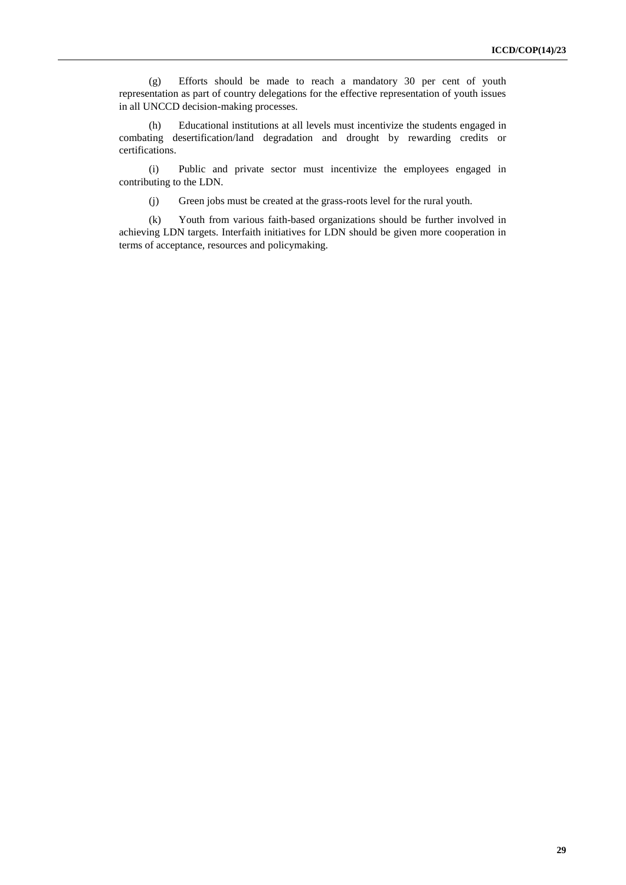(g) Efforts should be made to reach a mandatory 30 per cent of youth representation as part of country delegations for the effective representation of youth issues in all UNCCD decision-making processes.

(h) Educational institutions at all levels must incentivize the students engaged in combating desertification/land degradation and drought by rewarding credits or certifications.

(i) Public and private sector must incentivize the employees engaged in contributing to the LDN.

(j) Green jobs must be created at the grass-roots level for the rural youth.

(k) Youth from various faith-based organizations should be further involved in achieving LDN targets. Interfaith initiatives for LDN should be given more cooperation in terms of acceptance, resources and policymaking.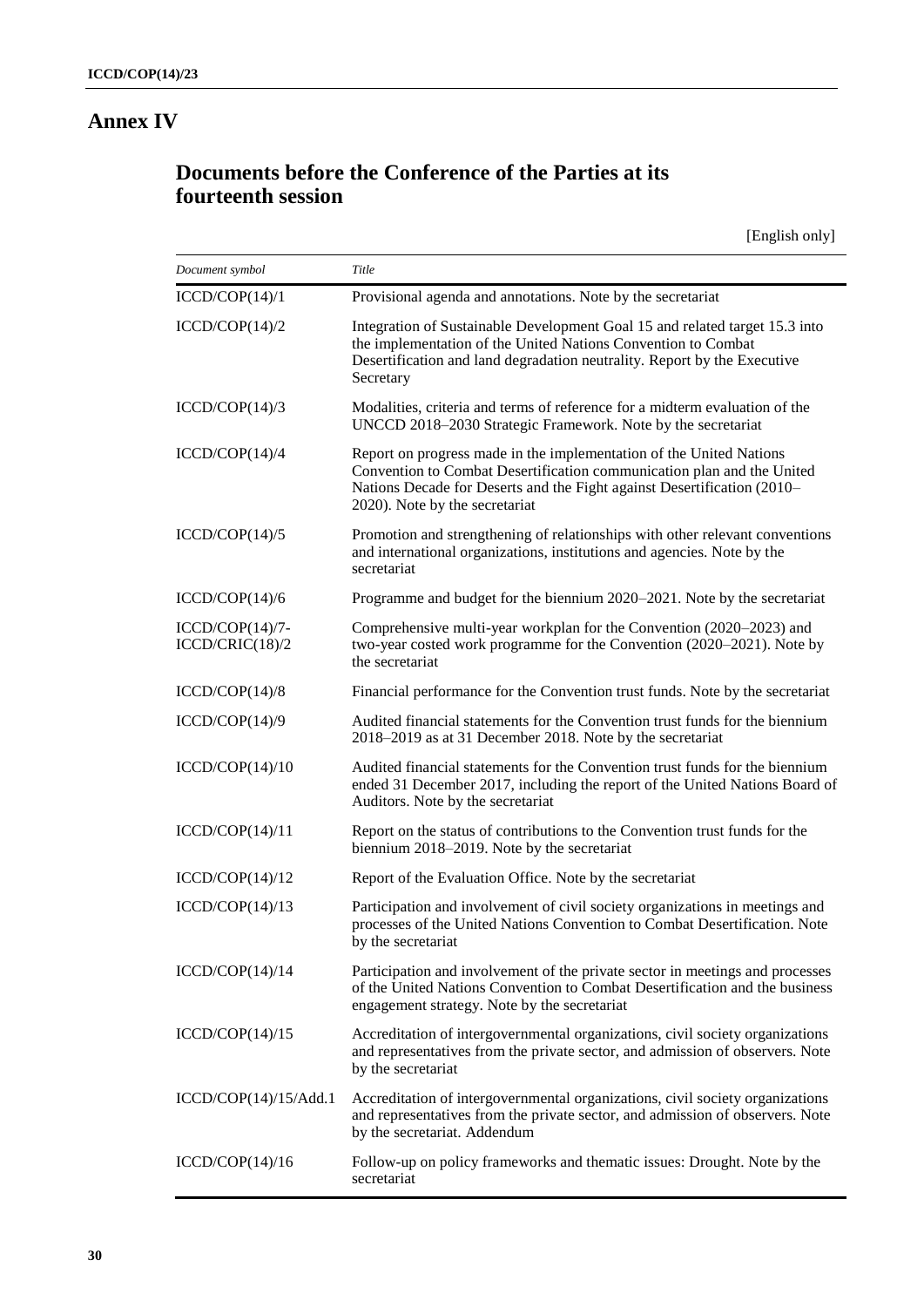# Annex IV

## Documents before the Conference of the Parties at its fourteenth session

[English only]

| *Document symbol* | *Title* |
|---|---|
| ICCD/COP(14)/1 | Provisional agenda and annotations. Note by the secretariat |
| ICCD/COP(14)/2 | Integration of Sustainable Development Goal 15 and related target 15.3 into the implementation of the United Nations Convention to Combat Desertification and land degradation neutrality. Report by the Executive Secretary |
| ICCD/COP(14)/3 | Modalities, criteria and terms of reference for a midterm evaluation of the UNCCD 2018–2030 Strategic Framework. Note by the secretariat |
| ICCD/COP(14)/4 | Report on progress made in the implementation of the United Nations Convention to Combat Desertification communication plan and the United Nations Decade for Deserts and the Fight against Desertification (2010–2020). Note by the secretariat |
| ICCD/COP(14)/5 | Promotion and strengthening of relationships with other relevant conventions and international organizations, institutions and agencies. Note by the secretariat |
| ICCD/COP(14)/6 | Programme and budget for the biennium 2020–2021. Note by the secretariat |
| ICCD/COP(14)/7-ICCD/CRIC(18)/2 | Comprehensive multi-year workplan for the Convention (2020–2023) and two-year costed work programme for the Convention (2020–2021). Note by the secretariat |
| ICCD/COP(14)/8 | Financial performance for the Convention trust funds. Note by the secretariat |
| ICCD/COP(14)/9 | Audited financial statements for the Convention trust funds for the biennium 2018–2019 as at 31 December 2018. Note by the secretariat |
| ICCD/COP(14)/10 | Audited financial statements for the Convention trust funds for the biennium ended 31 December 2017, including the report of the United Nations Board of Auditors. Note by the secretariat |
| ICCD/COP(14)/11 | Report on the status of contributions to the Convention trust funds for the biennium 2018–2019. Note by the secretariat |
| ICCD/COP(14)/12 | Report of the Evaluation Office. Note by the secretariat |
| ICCD/COP(14)/13 | Participation and involvement of civil society organizations in meetings and processes of the United Nations Convention to Combat Desertification. Note by the secretariat |
| ICCD/COP(14)/14 | Participation and involvement of the private sector in meetings and processes of the United Nations Convention to Combat Desertification and the business engagement strategy. Note by the secretariat |
| ICCD/COP(14)/15 | Accreditation of intergovernmental organizations, civil society organizations and representatives from the private sector, and admission of observers. Note by the secretariat |
| ICCD/COP(14)/15/Add.1 | Accreditation of intergovernmental organizations, civil society organizations and representatives from the private sector, and admission of observers. Note by the secretariat. Addendum |
| ICCD/COP(14)/16 | Follow-up on policy frameworks and thematic issues: Drought. Note by the secretariat |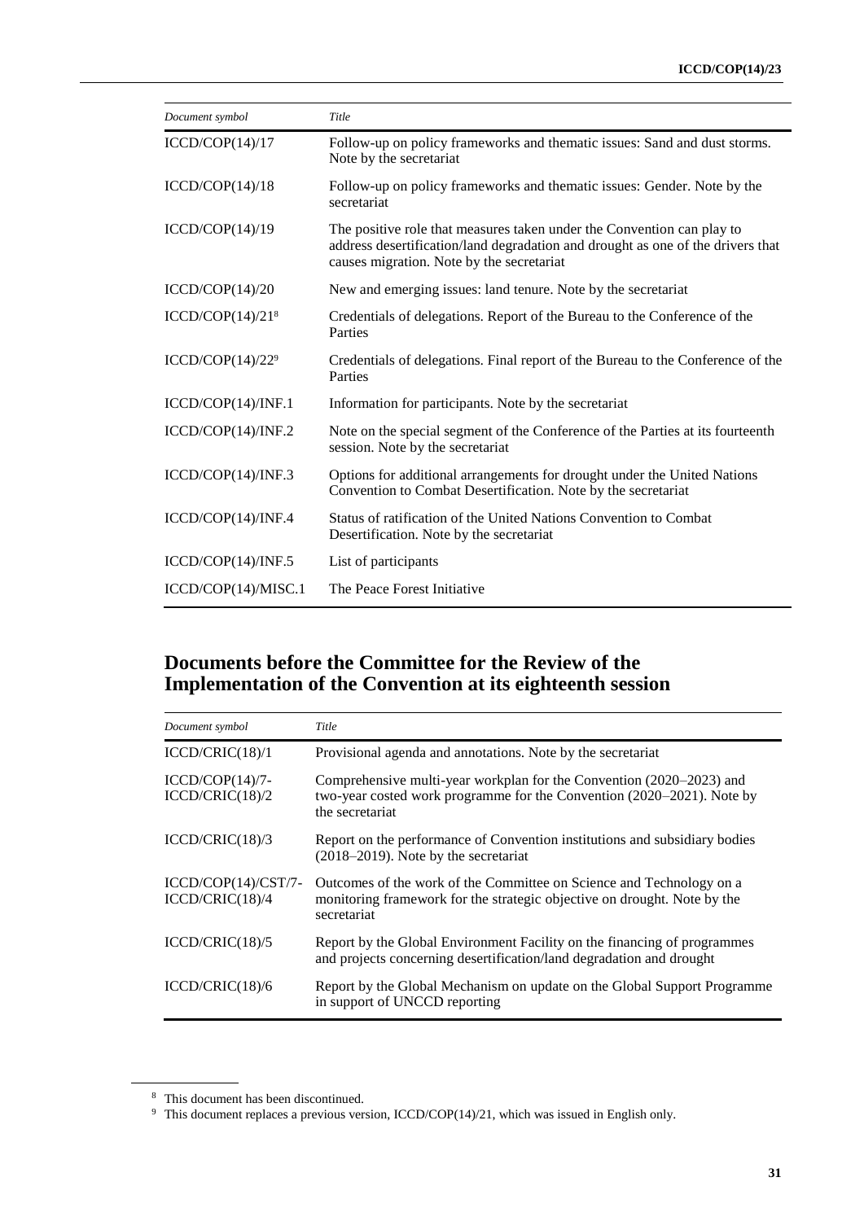| *Document symbol* | *Title* |
|---|---|
| ICCD/COP(14)/17 | Follow-up on policy frameworks and thematic issues: Sand and dust storms. Note by the secretariat |
| ICCD/COP(14)/18 | Follow-up on policy frameworks and thematic issues: Gender. Note by the secretariat |
| ICCD/COP(14)/19 | The positive role that measures taken under the Convention can play to address desertification/land degradation and drought as one of the drivers that causes migration. Note by the secretariat |
| ICCD/COP(14)/20 | New and emerging issues: land tenure. Note by the secretariat |
| ICCD/COP(14)/21[8] | Credentials of delegations. Report of the Bureau to the Conference of the Parties |
| ICCD/COP(14)/22[9] | Credentials of delegations. Final report of the Bureau to the Conference of the Parties |
| ICCD/COP(14)/INF.1 | Information for participants. Note by the secretariat |
| ICCD/COP(14)/INF.2 | Note on the special segment of the Conference of the Parties at its fourteenth session. Note by the secretariat |
| ICCD/COP(14)/INF.3 | Options for additional arrangements for drought under the United Nations Convention to Combat Desertification. Note by the secretariat |
| ICCD/COP(14)/INF.4 | Status of ratification of the United Nations Convention to Combat Desertification. Note by the secretariat |
| ICCD/COP(14)/INF.5 | List of participants |
| ICCD/COP(14)/MISC.1 | The Peace Forest Initiative |

## Documents before the Committee for the Review of the Implementation of the Convention at its eighteenth session

| *Document symbol* | *Title* |
|---|---|
| ICCD/CRIC(18)/1 | Provisional agenda and annotations. Note by the secretariat |
| ICCD/COP(14)/7-ICCD/CRIC(18)/2 | Comprehensive multi-year workplan for the Convention (2020–2023) and two-year costed work programme for the Convention (2020–2021). Note by the secretariat |
| ICCD/CRIC(18)/3 | Report on the performance of Convention institutions and subsidiary bodies (2018–2019). Note by the secretariat |
| ICCD/COP(14)/CST/7-ICCD/CRIC(18)/4 | Outcomes of the work of the Committee on Science and Technology on a monitoring framework for the strategic objective on drought. Note by the secretariat |
| ICCD/CRIC(18)/5 | Report by the Global Environment Facility on the financing of programmes and projects concerning desertification/land degradation and drought |
| ICCD/CRIC(18)/6 | Report by the Global Mechanism on update on the Global Support Programme in support of UNCCD reporting |

[8] This document has been discontinued.

[9] This document replaces a previous version, ICCD/COP(14)/21, which was issued in English only.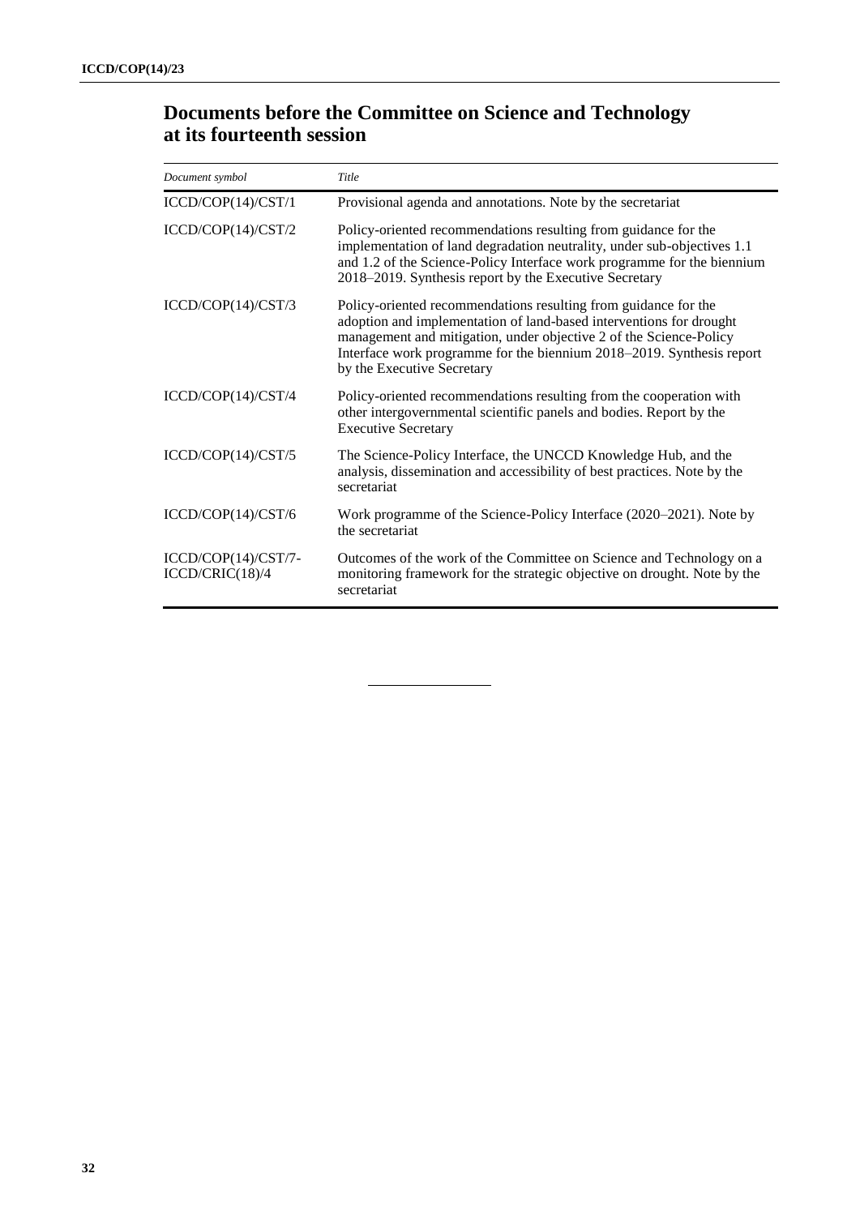## Documents before the Committee on Science and Technology at its fourteenth session

| *Document symbol* | *Title* |
|---|---|
| ICCD/COP(14)/CST/1 | Provisional agenda and annotations. Note by the secretariat |
| ICCD/COP(14)/CST/2 | Policy-oriented recommendations resulting from guidance for the implementation of land degradation neutrality, under sub-objectives 1.1 and 1.2 of the Science-Policy Interface work programme for the biennium 2018–2019. Synthesis report by the Executive Secretary |
| ICCD/COP(14)/CST/3 | Policy-oriented recommendations resulting from guidance for the adoption and implementation of land-based interventions for drought management and mitigation, under objective 2 of the Science-Policy Interface work programme for the biennium 2018–2019. Synthesis report by the Executive Secretary |
| ICCD/COP(14)/CST/4 | Policy-oriented recommendations resulting from the cooperation with other intergovernmental scientific panels and bodies. Report by the Executive Secretary |
| ICCD/COP(14)/CST/5 | The Science-Policy Interface, the UNCCD Knowledge Hub, and the analysis, dissemination and accessibility of best practices. Note by the secretariat |
| ICCD/COP(14)/CST/6 | Work programme of the Science-Policy Interface (2020–2021). Note by the secretariat |
| ICCD/COP(14)/CST/7-ICCD/CRIC(18)/4 | Outcomes of the work of the Committee on Science and Technology on a monitoring framework for the strategic objective on drought. Note by the secretariat |